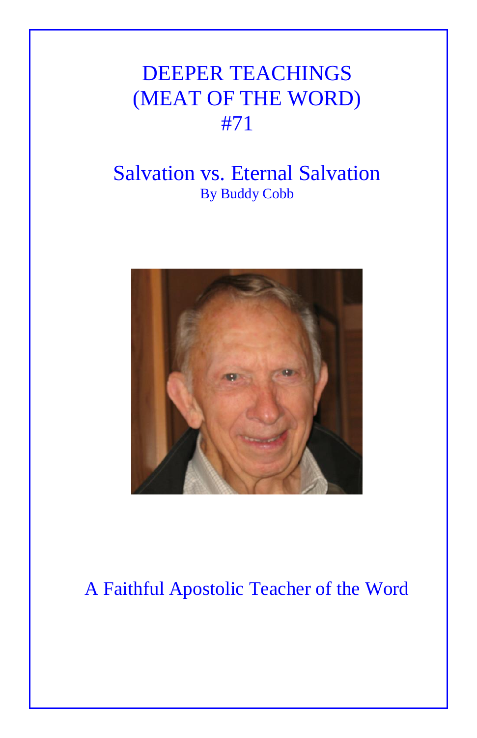# DEEPER TEACHINGS (MEAT OF THE WORD) #71

## Salvation vs. Eternal Salvation

By Buddy Cobb

A Faithful Apostolic Teacher of the Word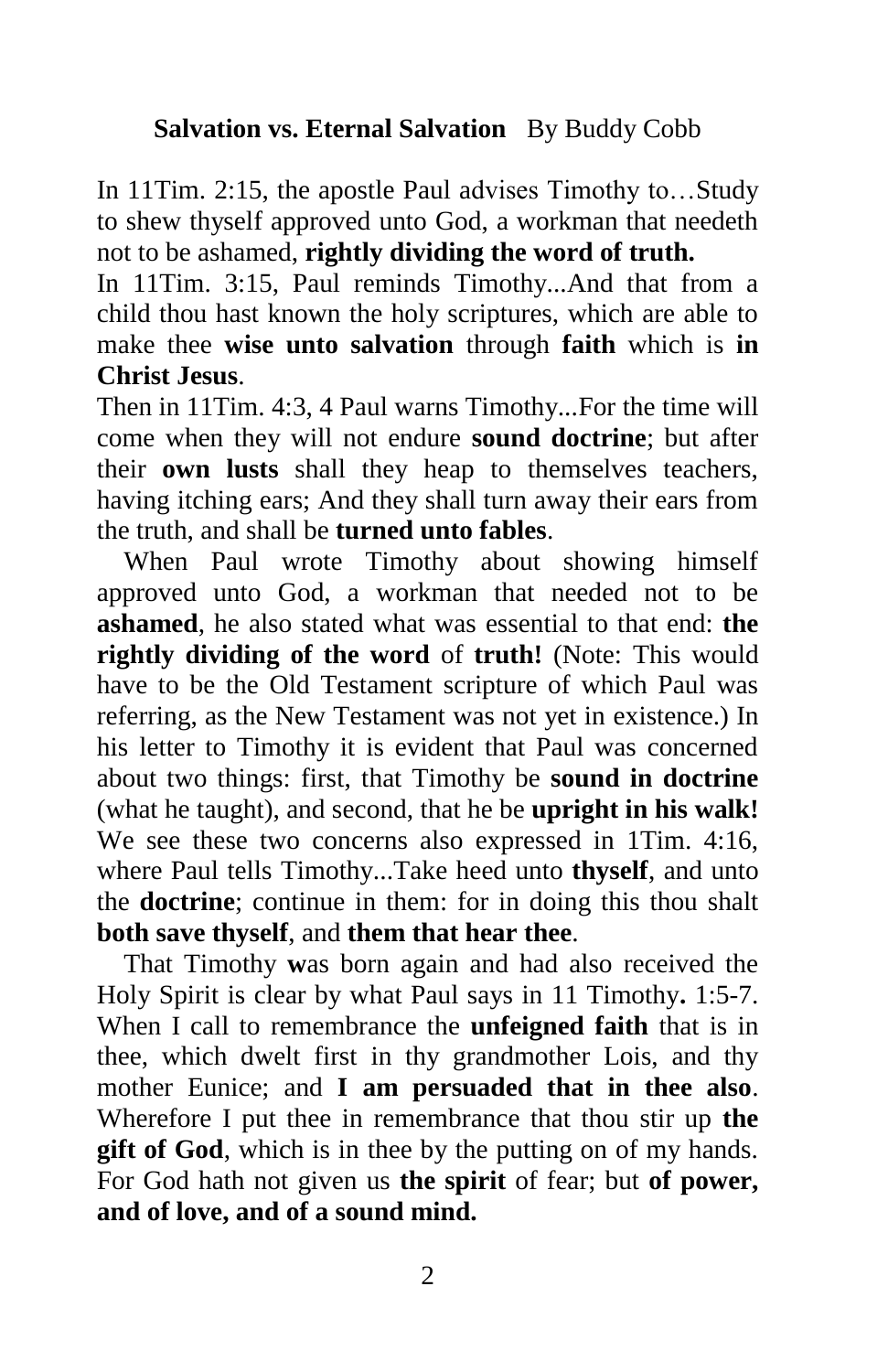**Salvation vs. Eternal Salvation** By Buddy Cobb

In 11Tim. 2:15, the apostle Paul advises Timothy to…Study to shew thyself approved unto God, a workman that needeth not to be ashamed, **rightly dividing the word of truth.**

In 11Tim. 3:15, Paul reminds Timothy...And that from a child thou hast known the holy scriptures, which are able to make thee **wise unto salvation** through **faith** which is **in Christ Jesus**.

Then in 11Tim. 4:3, 4 Paul warns Timothy...For the time will come when they will not endure **sound doctrine**; but after their **own lusts** shall they heap to themselves teachers, having itching ears; And they shall turn away their ears from the truth, and shall be **turned unto fables**.

When Paul wrote Timothy about showing himself approved unto God, a workman that needed not to be **ashamed**, he also stated what was essential to that end: **the rightly dividing of the word** of **truth!** (Note: This would have to be the Old Testament scripture of which Paul was referring, as the New Testament was not yet in existence.) In his letter to Timothy it is evident that Paul was concerned about two things: first, that Timothy be **sound in doctrine** (what he taught), and second, that he be **upright in his walk!** We see these two concerns also expressed in 1Tim. 4:16, where Paul tells Timothy...Take heed unto **thyself**, and unto the **doctrine**; continue in them: for in doing this thou shalt **both save thyself**, and **them that hear thee**.

That Timothy **w**as born again and had also received the Holy Spirit is clear by what Paul says in 11 Timothy**.** 1:5-7. When I call to remembrance the **unfeigned faith** that is in thee, which dwelt first in thy grandmother Lois, and thy mother Eunice; and **I am persuaded that in thee also**. Wherefore I put thee in remembrance that thou stir up **the gift of God**, which is in thee by the putting on of my hands. For God hath not given us **the spirit** of fear; but **of power, and of love, and of a sound mind.**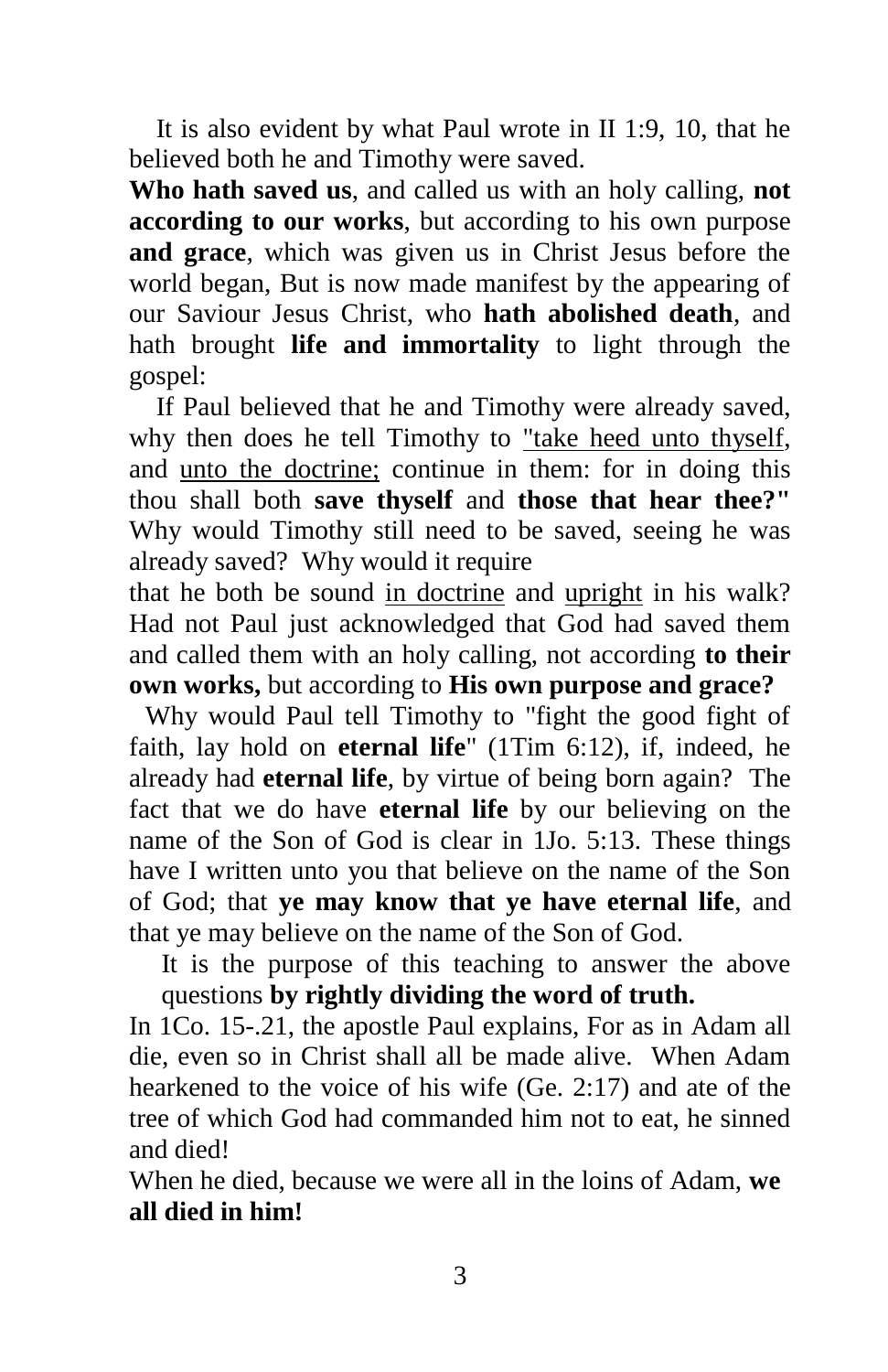It is also evident by what Paul wrote in II 1:9, 10, that he believed both he and Timothy were saved.

**Who hath saved us**, and called us with an holy calling, **not according to our works**, but according to his own purpose **and grace**, which was given us in Christ Jesus before the world began, But is now made manifest by the appearing of our Saviour Jesus Christ, who **hath abolished death**, and hath brought **life and immortality** to light through the gospel:

If Paul believed that he and Timothy were already saved, why then does he tell Timothy to "take heed unto thyself, and unto the doctrine; continue in them: for in doing this thou shall both **save thyself** and **those that hear thee?"** Why would Timothy still need to be saved, seeing he was already saved? Why would it require that he both be sound in doctrine and upright in his walk? Had not Paul just acknowledged that God had saved them and called them with an holy calling, not according **to their own works,** but according to **His own purpose and grace?**

Why would Paul tell Timothy to "fight the good fight of faith, lay hold on **eternal life**" (1Tim 6:12), if, indeed, he already had **eternal life**, by virtue of being born again? The fact that we do have **eternal life** by our believing on the name of the Son of God is clear in 1Jo. 5:13. These things have I written unto you that believe on the name of the Son of God; that **ye may know that ye have eternal life**, and that ye may believe on the name of the Son of God.

It is the purpose of this teaching to answer the above questions **by rightly dividing the word of truth.**

In 1Co. 15-.21, the apostle Paul explains, For as in Adam all die, even so in Christ shall all be made alive. When Adam hearkened to the voice of his wife (Ge. 2:17) and ate of the tree of which God had commanded him not to eat, he sinned and died!

When he died, because we were all in the loins of Adam, **we all died in him!**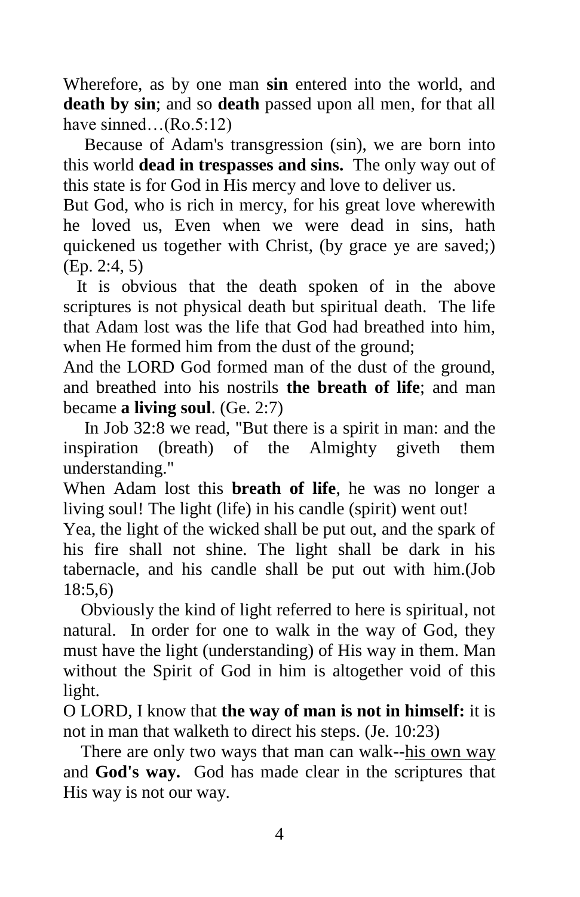Wherefore, as by one man **sin** entered into the world, and **death by sin**; and so **death** passed upon all men, for that all have sinned…(Ro.5:12)

Because of Adam's transgression (sin), we are born into this world **dead in trespasses and sins.** The only way out of this state is for God in His mercy and love to deliver us.

But God, who is rich in mercy, for his great love wherewith he loved us, Even when we were dead in sins, hath quickened us together with Christ, (by grace ye are saved;) (Ep. 2:4, 5)

It is obvious that the death spoken of in the above scriptures is not physical death but spiritual death. The life that Adam lost was the life that God had breathed into him, when He formed him from the dust of the ground;

And the LORD God formed man of the dust of the ground, and breathed into his nostrils **the breath of life**; and man became **a living soul**. (Ge. 2:7)

In Job 32:8 we read, "But there is a spirit in man: and the inspiration (breath) of the Almighty giveth them understanding."

When Adam lost this **breath of life**, he was no longer a living soul! The light (life) in his candle (spirit) went out!

Yea, the light of the wicked shall be put out, and the spark of his fire shall not shine. The light shall be dark in his tabernacle, and his candle shall be put out with him.(Job 18:5,6)

Obviously the kind of light referred to here is spiritual, not natural. In order for one to walk in the way of God, they must have the light (understanding) of His way in them. Man without the Spirit of God in him is altogether void of this light.

O LORD, I know that **the way of man is not in himself:** it is not in man that walketh to direct his steps. (Je. 10:23)

There are only two ways that man can walk--<u>his own way</u> and **God's way.** God has made clear in the scriptures that His way is not our way.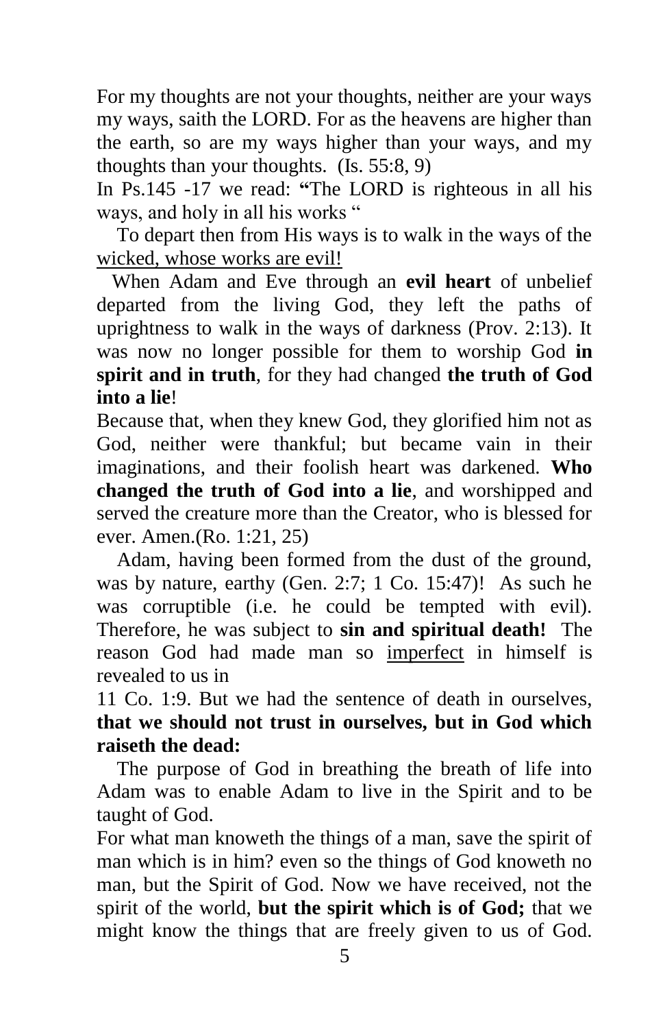For my thoughts are not your thoughts, neither are your ways my ways, saith the LORD. For as the heavens are higher than the earth, so are my ways higher than your ways, and my thoughts than your thoughts. (Is. 55:8, 9)

In Ps.145 -17 we read: **"**The LORD is righteous in all his ways, and holy in all his works "

To depart then from His ways is to walk in the ways of the <u>wicked, whose works are evil!</u>

When Adam and Eve through an **evil heart** of unbelief departed from the living God, they left the paths of uprightness to walk in the ways of darkness (Prov. 2:13). It was now no longer possible for them to worship God **in spirit and in truth**, for they had changed **the truth of God into a lie**!

Because that, when they knew God, they glorified him not as God, neither were thankful; but became vain in their imaginations, and their foolish heart was darkened. **Who changed the truth of God into a lie**, and worshipped and served the creature more than the Creator, who is blessed for ever. Amen.(Ro. 1:21, 25)

Adam, having been formed from the dust of the ground, was by nature, earthy (Gen. 2:7; 1 Co. 15:47)! As such he was corruptible (i.e. he could be tempted with evil). Therefore, he was subject to **sin and spiritual death!** The reason God had made man so <u>imperfect</u> in himself is revealed to us in

11 Co. 1:9. But we had the sentence of death in ourselves, **that we should not trust in ourselves, but in God which raiseth the dead:**

The purpose of God in breathing the breath of life into Adam was to enable Adam to live in the Spirit and to be taught of God.

For what man knoweth the things of a man, save the spirit of man which is in him? even so the things of God knoweth no man, but the Spirit of God. Now we have received, not the spirit of the world, **but the spirit which is of God;** that we might know the things that are freely given to us of God.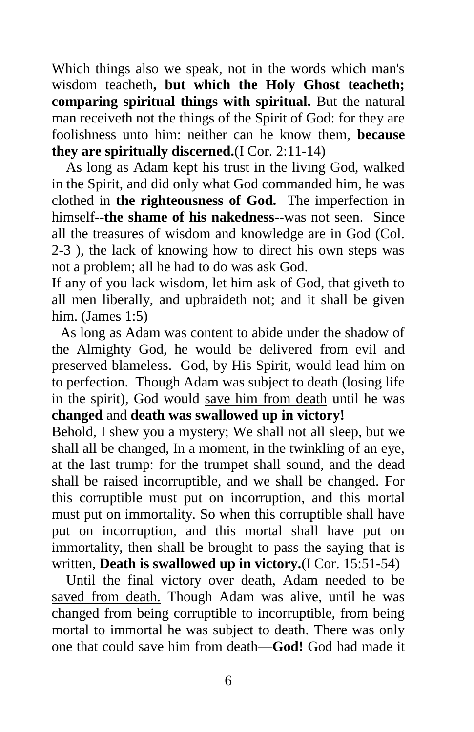Which things also we speak, not in the words which man's wisdom teacheth**, but which the Holy Ghost teacheth; comparing spiritual things with spiritual.** But the natural man receiveth not the things of the Spirit of God: for they are foolishness unto him: neither can he know them, **because they are spiritually discerned.**(I Cor. 2:11-14)

As long as Adam kept his trust in the living God, walked in the Spirit, and did only what God commanded him, he was clothed in **the righteousness of God.** The imperfection in himself--**the shame of his nakedness**--was not seen. Since all the treasures of wisdom and knowledge are in God (Col. 2-3 ), the lack of knowing how to direct his own steps was not a problem; all he had to do was ask God.

If any of you lack wisdom, let him ask of God, that giveth to all men liberally, and upbraideth not; and it shall be given him. (James 1:5)

As long as Adam was content to abide under the shadow of the Almighty God, he would be delivered from evil and preserved blameless. God, by His Spirit, would lead him on to perfection. Though Adam was subject to death (losing life in the spirit), God would <u>save him from death</u> until he was **changed** and **death was swallowed up in victory!**

Behold, I shew you a mystery; We shall not all sleep, but we shall all be changed, In a moment, in the twinkling of an eye, at the last trump: for the trumpet shall sound, and the dead shall be raised incorruptible, and we shall be changed. For this corruptible must put on incorruption, and this mortal must put on immortality. So when this corruptible shall have put on incorruption, and this mortal shall have put on immortality, then shall be brought to pass the saying that is written, **Death is swallowed up in victory.**(I Cor. 15:51-54)

Until the final victory over death, Adam needed to be <u>saved from death.</u> Though Adam was alive, until he was changed from being corruptible to incorruptible, from being mortal to immortal he was subject to death. There was only one that could save him from death—**God!** God had made it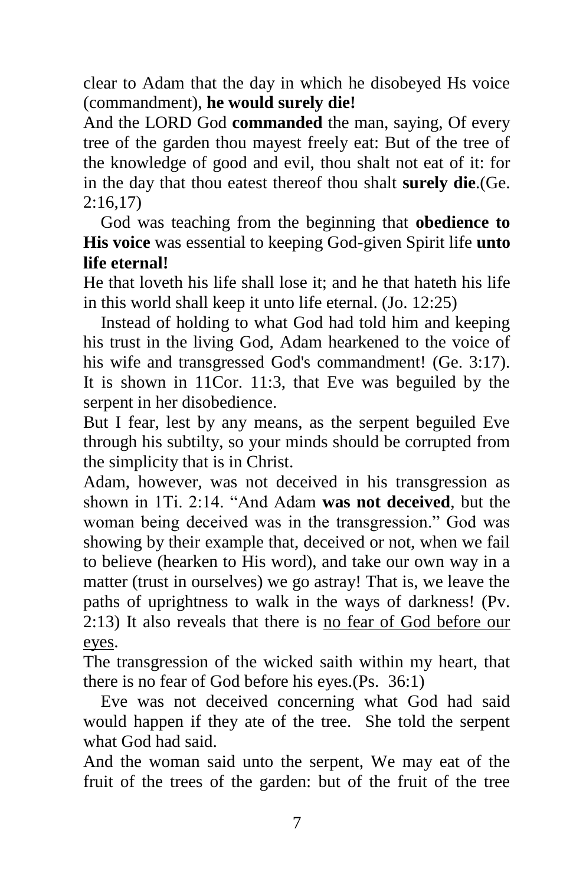clear to Adam that the day in which he disobeyed Hs voice (commandment), **he would surely die!**

And the LORD God **commanded** the man, saying, Of every tree of the garden thou mayest freely eat: But of the tree of the knowledge of good and evil, thou shalt not eat of it: for in the day that thou eatest thereof thou shalt **surely die**.(Ge. 2:16,17)

God was teaching from the beginning that **obedience to His voice** was essential to keeping God-given Spirit life **unto life eternal!**

He that loveth his life shall lose it; and he that hateth his life in this world shall keep it unto life eternal. (Jo. 12:25)

Instead of holding to what God had told him and keeping his trust in the living God, Adam hearkened to the voice of his wife and transgressed God's commandment! (Ge. 3:17). It is shown in 11Cor. 11:3, that Eve was beguiled by the serpent in her disobedience.

But I fear, lest by any means, as the serpent beguiled Eve through his subtilty, so your minds should be corrupted from the simplicity that is in Christ.

Adam, however, was not deceived in his transgression as shown in 1Ti. 2:14. "And Adam **was not deceived**, but the woman being deceived was in the transgression." God was showing by their example that, deceived or not, when we fail to believe (hearken to His word), and take our own way in a matter (trust in ourselves) we go astray! That is, we leave the paths of uprightness to walk in the ways of darkness! (Pv. 2:13) It also reveals that there is <u>no fear of God before our eyes</u>.

The transgression of the wicked saith within my heart, that there is no fear of God before his eyes.(Ps. 36:1)

Eve was not deceived concerning what God had said would happen if they ate of the tree. She told the serpent what God had said.

And the woman said unto the serpent, We may eat of the fruit of the trees of the garden: but of the fruit of the tree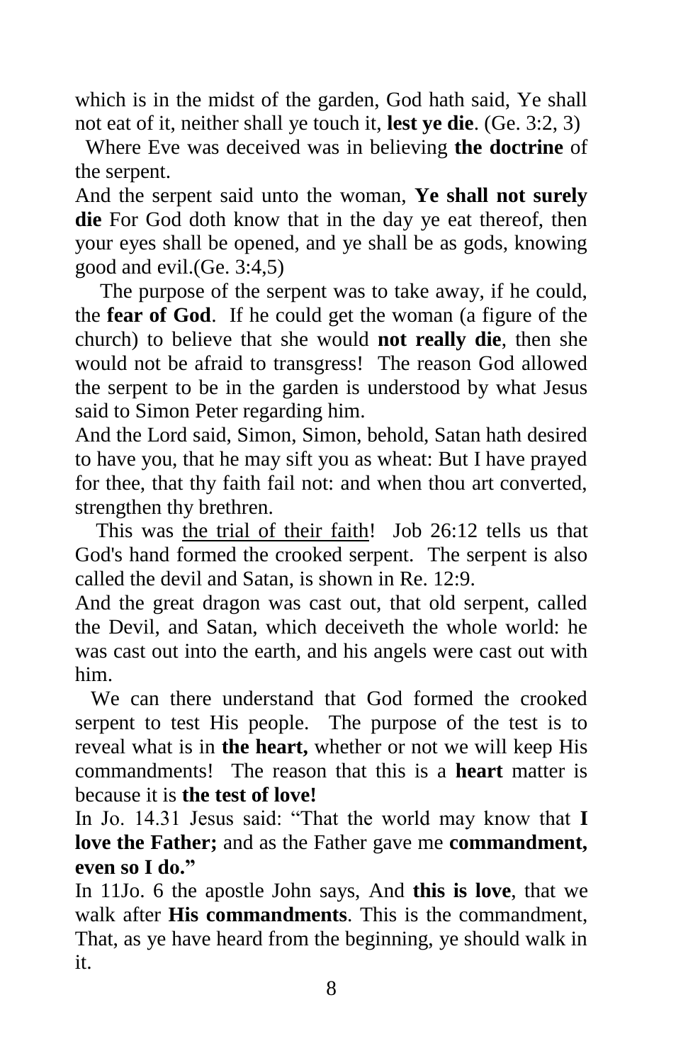which is in the midst of the garden, God hath said, Ye shall not eat of it, neither shall ye touch it, **lest ye die**. (Ge. 3:2, 3)

Where Eve was deceived was in believing **the doctrine** of the serpent.

And the serpent said unto the woman, **Ye shall not surely die** For God doth know that in the day ye eat thereof, then your eyes shall be opened, and ye shall be as gods, knowing good and evil.(Ge. 3:4,5)

The purpose of the serpent was to take away, if he could, the **fear of God**. If he could get the woman (a figure of the church) to believe that she would **not really die**, then she would not be afraid to transgress! The reason God allowed the serpent to be in the garden is understood by what Jesus said to Simon Peter regarding him.

And the Lord said, Simon, Simon, behold, Satan hath desired to have you, that he may sift you as wheat: But I have prayed for thee, that thy faith fail not: and when thou art converted, strengthen thy brethren.

This was <u>the trial of their faith</u>! Job 26:12 tells us that God's hand formed the crooked serpent. The serpent is also called the devil and Satan, is shown in Re. 12:9.

And the great dragon was cast out, that old serpent, called the Devil, and Satan, which deceiveth the whole world: he was cast out into the earth, and his angels were cast out with him.

We can there understand that God formed the crooked serpent to test His people. The purpose of the test is to reveal what is in **the heart,** whether or not we will keep His commandments! The reason that this is a **heart** matter is because it is **the test of love!**

In Jo. 14.31 Jesus said: "That the world may know that **I love the Father;** and as the Father gave me **commandment, even so I do."**

In 11Jo. 6 the apostle John says, And **this is love**, that we walk after **His commandments**. This is the commandment, That, as ye have heard from the beginning, ye should walk in it.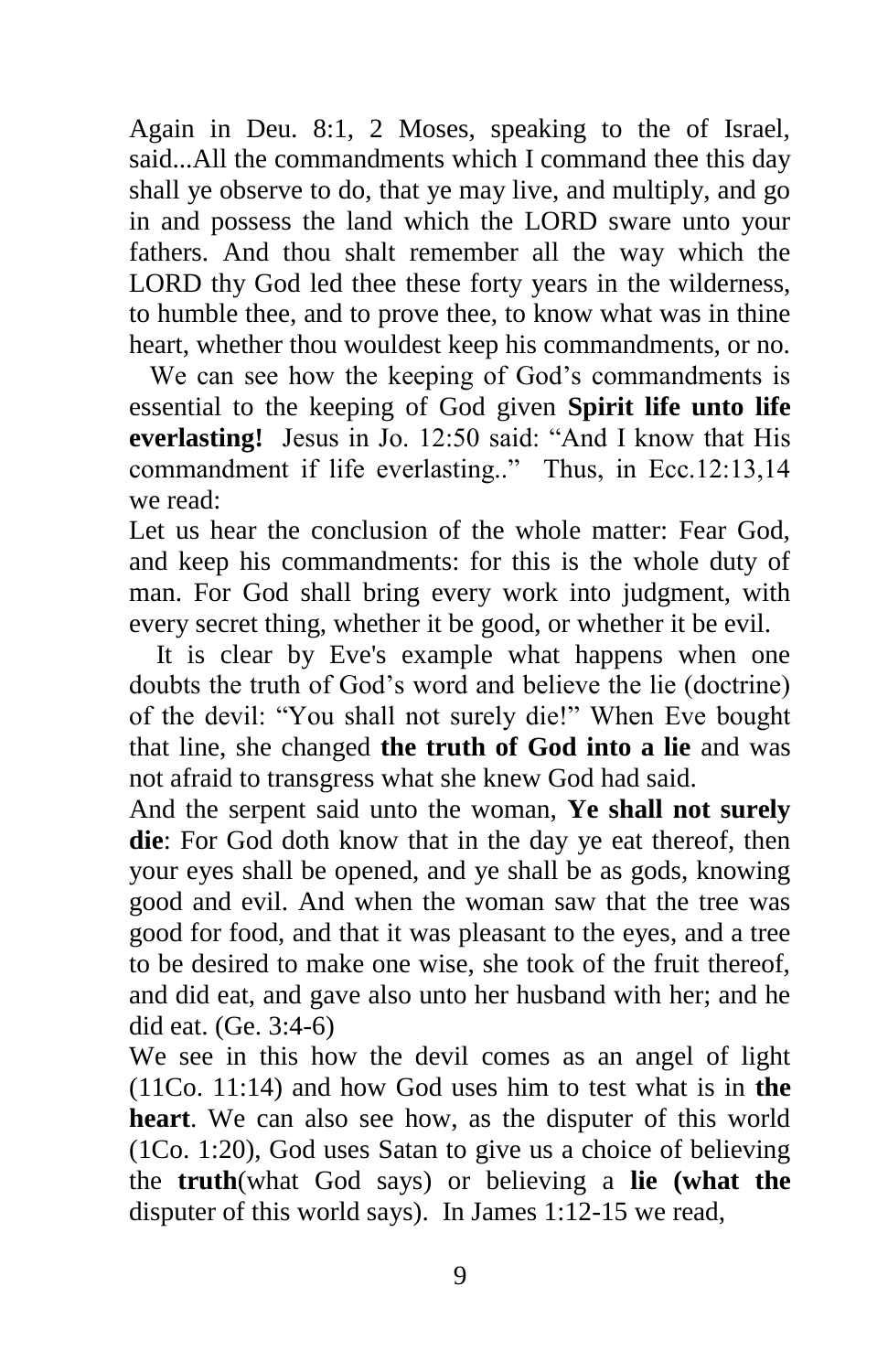Again in Deu. 8:1, 2 Moses, speaking to the of Israel, said...All the commandments which I command thee this day shall ye observe to do, that ye may live, and multiply, and go in and possess the land which the LORD sware unto your fathers. And thou shalt remember all the way which the LORD thy God led thee these forty years in the wilderness, to humble thee, and to prove thee, to know what was in thine heart, whether thou wouldest keep his commandments, or no.

We can see how the keeping of God's commandments is essential to the keeping of God given **Spirit life unto life everlasting!** Jesus in Jo. 12:50 said: "And I know that His commandment if life everlasting.." Thus, in Ecc.12:13,14 we read:

Let us hear the conclusion of the whole matter: Fear God, and keep his commandments: for this is the whole duty of man. For God shall bring every work into judgment, with every secret thing, whether it be good, or whether it be evil.

It is clear by Eve's example what happens when one doubts the truth of God's word and believe the lie (doctrine) of the devil: "You shall not surely die!" When Eve bought that line, she changed **the truth of God into a lie** and was not afraid to transgress what she knew God had said.

And the serpent said unto the woman, **Ye shall not surely die**: For God doth know that in the day ye eat thereof, then your eyes shall be opened, and ye shall be as gods, knowing good and evil. And when the woman saw that the tree was good for food, and that it was pleasant to the eyes, and a tree to be desired to make one wise, she took of the fruit thereof, and did eat, and gave also unto her husband with her; and he did eat. (Ge. 3:4-6)

We see in this how the devil comes as an angel of light (11Co. 11:14) and how God uses him to test what is in **the heart**. We can also see how, as the disputer of this world (1Co. 1:20), God uses Satan to give us a choice of believing the **truth**(what God says) or believing a **lie (what the** disputer of this world says). In James 1:12-15 we read,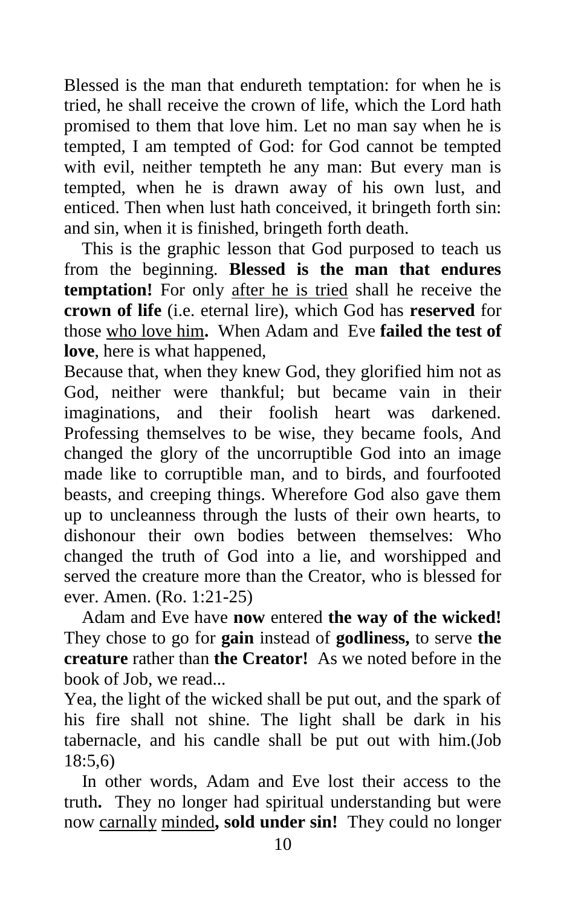Blessed is the man that endureth temptation: for when he is tried, he shall receive the crown of life, which the Lord hath promised to them that love him. Let no man say when he is tempted, I am tempted of God: for God cannot be tempted with evil, neither tempteth he any man: But every man is tempted, when he is drawn away of his own lust, and enticed. Then when lust hath conceived, it bringeth forth sin: and sin, when it is finished, bringeth forth death.

This is the graphic lesson that God purposed to teach us from the beginning. **Blessed is the man that endures temptation!** For only after he is tried shall he receive the **crown of life** (i.e. eternal lire), which God has **reserved** for those who love him**.** When Adam and Eve **failed the test of love**, here is what happened,

Because that, when they knew God, they glorified him not as God, neither were thankful; but became vain in their imaginations, and their foolish heart was darkened. Professing themselves to be wise, they became fools, And changed the glory of the uncorruptible God into an image made like to corruptible man, and to birds, and fourfooted beasts, and creeping things. Wherefore God also gave them up to uncleanness through the lusts of their own hearts, to dishonour their own bodies between themselves: Who changed the truth of God into a lie, and worshipped and served the creature more than the Creator, who is blessed for ever. Amen. (Ro. 1:21-25)

Adam and Eve have **now** entered **the way of the wicked!** They chose to go for **gain** instead of **godliness,** to serve **the creature** rather than **the Creator!** As we noted before in the book of Job, we read...

Yea, the light of the wicked shall be put out, and the spark of his fire shall not shine. The light shall be dark in his tabernacle, and his candle shall be put out with him.(Job 18:5,6)

In other words, Adam and Eve lost their access to the truth**.** They no longer had spiritual understanding but were now carnally minded**, sold under sin!** They could no longer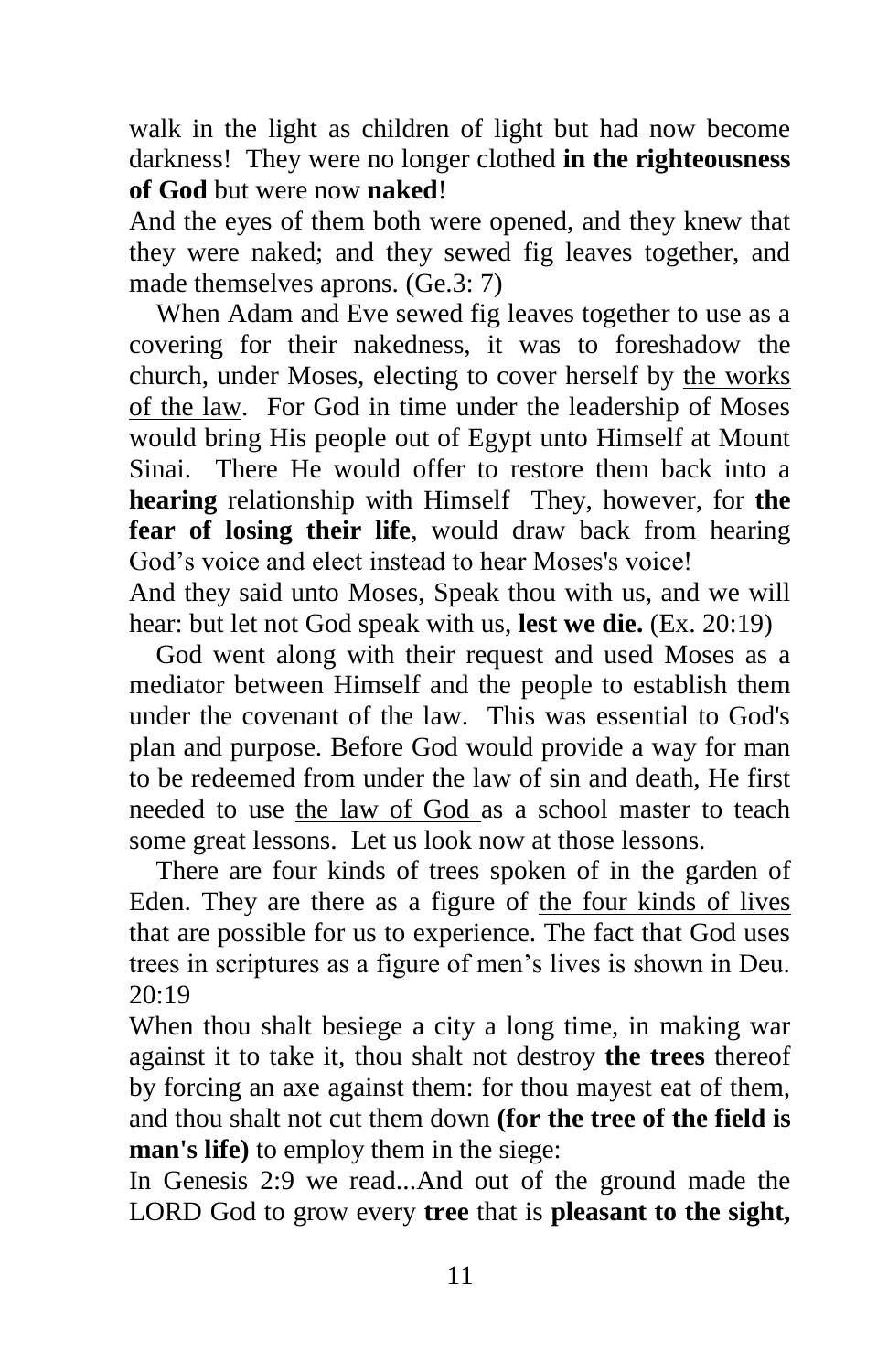walk in the light as children of light but had now become darkness! They were no longer clothed **in the righteousness of God** but were now **naked**!

And the eyes of them both were opened, and they knew that they were naked; and they sewed fig leaves together, and made themselves aprons. (Ge.3: 7)

When Adam and Eve sewed fig leaves together to use as a covering for their nakedness, it was to foreshadow the church, under Moses, electing to cover herself by <u>the works of the law</u>. For God in time under the leadership of Moses would bring His people out of Egypt unto Himself at Mount Sinai. There He would offer to restore them back into a **hearing** relationship with Himself They, however, for **the fear of losing their life**, would draw back from hearing God's voice and elect instead to hear Moses's voice!

And they said unto Moses, Speak thou with us, and we will hear: but let not God speak with us, **lest we die.** (Ex. 20:19)

God went along with their request and used Moses as a mediator between Himself and the people to establish them under the covenant of the law. This was essential to God's plan and purpose. Before God would provide a way for man to be redeemed from under the law of sin and death, He first needed to use <u>the law of God</u> as a school master to teach some great lessons. Let us look now at those lessons.

There are four kinds of trees spoken of in the garden of Eden. They are there as a figure of <u>the four kinds of lives</u> that are possible for us to experience. The fact that God uses trees in scriptures as a figure of men's lives is shown in Deu. 20:19

When thou shalt besiege a city a long time, in making war against it to take it, thou shalt not destroy **the trees** thereof by forcing an axe against them: for thou mayest eat of them, and thou shalt not cut them down **(for the tree of the field is man's life)** to employ them in the siege:

In Genesis 2:9 we read...And out of the ground made the LORD God to grow every **tree** that is **pleasant to the sight,**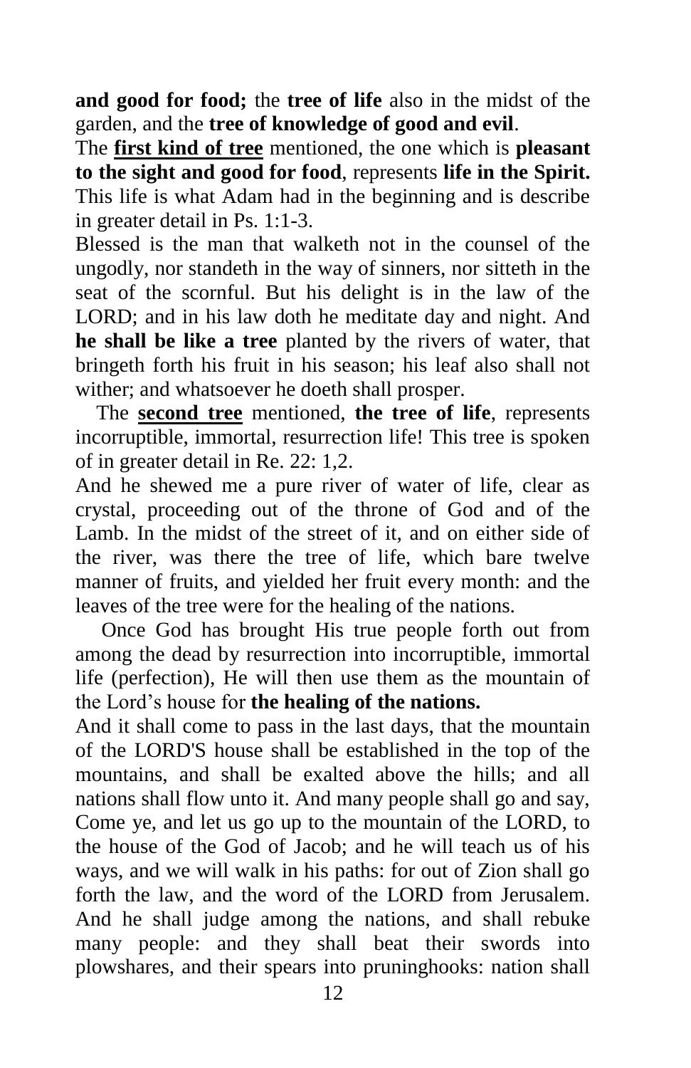**and good for food;** the **tree of life** also in the midst of the garden, and the **tree of knowledge of good and evil**.

The **first kind of tree** mentioned, the one which is **pleasant to the sight and good for food**, represents **life in the Spirit.** This life is what Adam had in the beginning and is describe in greater detail in Ps. 1:1-3.

Blessed is the man that walketh not in the counsel of the ungodly, nor standeth in the way of sinners, nor sitteth in the seat of the scornful. But his delight is in the law of the LORD; and in his law doth he meditate day and night. And **he shall be like a tree** planted by the rivers of water, that bringeth forth his fruit in his season; his leaf also shall not wither; and whatsoever he doeth shall prosper.

The **second tree** mentioned, **the tree of life**, represents incorruptible, immortal, resurrection life! This tree is spoken of in greater detail in Re. 22: 1,2.

And he shewed me a pure river of water of life, clear as crystal, proceeding out of the throne of God and of the Lamb. In the midst of the street of it, and on either side of the river, was there the tree of life, which bare twelve manner of fruits, and yielded her fruit every month: and the leaves of the tree were for the healing of the nations.

Once God has brought His true people forth out from among the dead by resurrection into incorruptible, immortal life (perfection), He will then use them as the mountain of the Lord's house for **the healing of the nations.**

And it shall come to pass in the last days, that the mountain of the LORD'S house shall be established in the top of the mountains, and shall be exalted above the hills; and all nations shall flow unto it. And many people shall go and say, Come ye, and let us go up to the mountain of the LORD, to the house of the God of Jacob; and he will teach us of his ways, and we will walk in his paths: for out of Zion shall go forth the law, and the word of the LORD from Jerusalem. And he shall judge among the nations, and shall rebuke many people: and they shall beat their swords into plowshares, and their spears into pruninghooks: nation shall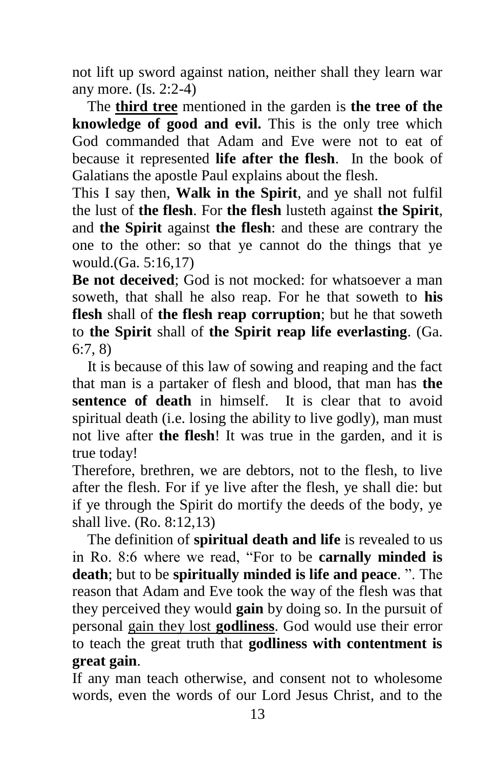not lift up sword against nation, neither shall they learn war any more. (Is. 2:2-4)

The **third tree** mentioned in the garden is **the tree of the knowledge of good and evil.** This is the only tree which God commanded that Adam and Eve were not to eat of because it represented **life after the flesh**. In the book of Galatians the apostle Paul explains about the flesh.

This I say then, **Walk in the Spirit**, and ye shall not fulfil the lust of **the flesh**. For **the flesh** lusteth against **the Spirit**, and **the Spirit** against **the flesh**: and these are contrary the one to the other: so that ye cannot do the things that ye would.(Ga. 5:16,17)

**Be not deceived**; God is not mocked: for whatsoever a man soweth, that shall he also reap. For he that soweth to **his flesh** shall of **the flesh reap corruption**; but he that soweth to **the Spirit** shall of **the Spirit reap life everlasting**. (Ga. 6:7, 8)

It is because of this law of sowing and reaping and the fact that man is a partaker of flesh and blood, that man has **the sentence of death** in himself. It is clear that to avoid spiritual death (i.e. losing the ability to live godly), man must not live after **the flesh**! It was true in the garden, and it is true today!

Therefore, brethren, we are debtors, not to the flesh, to live after the flesh. For if ye live after the flesh, ye shall die: but if ye through the Spirit do mortify the deeds of the body, ye shall live. (Ro. 8:12,13)

The definition of **spiritual death and life** is revealed to us in Ro. 8:6 where we read, "For to be **carnally minded is death**; but to be **spiritually minded is life and peace**. ". The reason that Adam and Eve took the way of the flesh was that they perceived they would **gain** by doing so. In the pursuit of personal gain they lost **godliness**. God would use their error to teach the great truth that **godliness with contentment is great gain**.

If any man teach otherwise, and consent not to wholesome words, even the words of our Lord Jesus Christ, and to the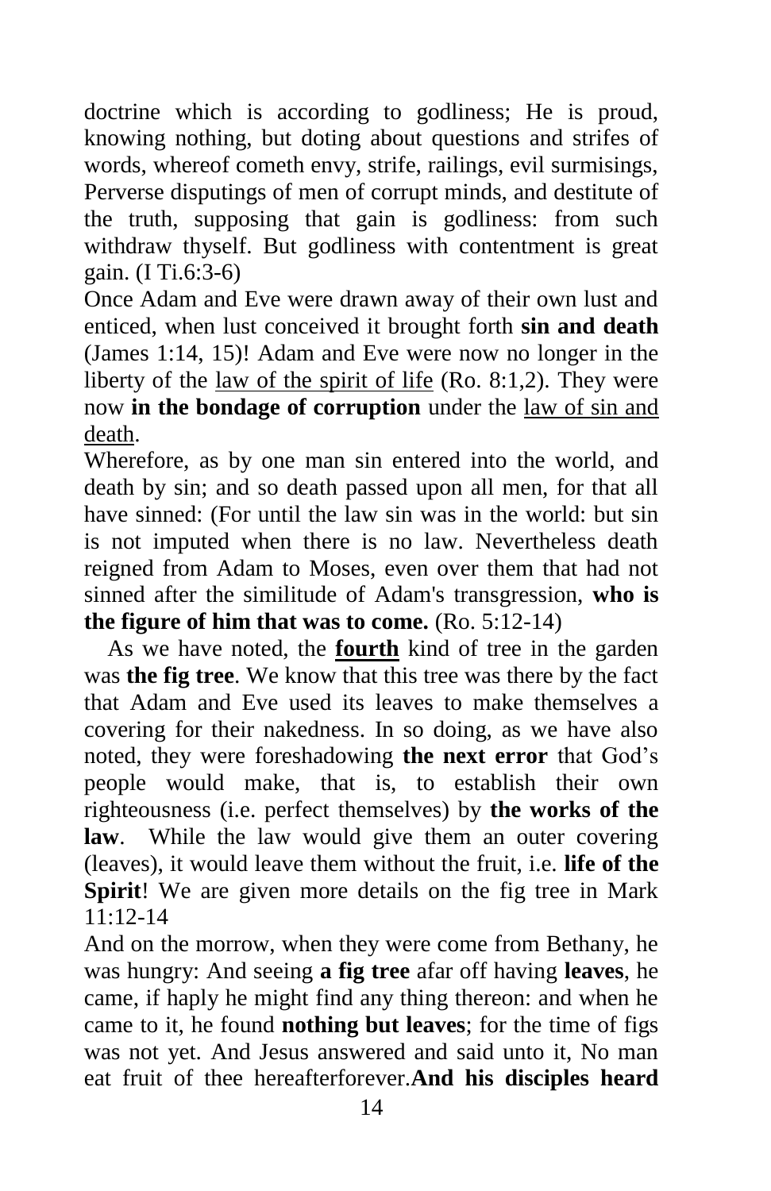doctrine which is according to godliness; He is proud, knowing nothing, but doting about questions and strifes of words, whereof cometh envy, strife, railings, evil surmisings, Perverse disputings of men of corrupt minds, and destitute of the truth, supposing that gain is godliness: from such withdraw thyself. But godliness with contentment is great gain. (I Ti.6:3-6)

Once Adam and Eve were drawn away of their own lust and enticed, when lust conceived it brought forth **sin and death** (James 1:14, 15)! Adam and Eve were now no longer in the liberty of the <u>law of the spirit of life</u> (Ro. 8:1,2). They were now **in the bondage of corruption** under the <u>law of sin and death</u>.

Wherefore, as by one man sin entered into the world, and death by sin; and so death passed upon all men, for that all have sinned: (For until the law sin was in the world: but sin is not imputed when there is no law. Nevertheless death reigned from Adam to Moses, even over them that had not sinned after the similitude of Adam's transgression, **who is the figure of him that was to come.** (Ro. 5:12-14)

As we have noted, the **<u>fourth</u>** kind of tree in the garden was **the fig tree**. We know that this tree was there by the fact that Adam and Eve used its leaves to make themselves a covering for their nakedness. In so doing, as we have also noted, they were foreshadowing **the next error** that God's people would make, that is, to establish their own righteousness (i.e. perfect themselves) by **the works of the law**. While the law would give them an outer covering (leaves), it would leave them without the fruit, i.e. **life of the Spirit**! We are given more details on the fig tree in Mark 11:12-14

And on the morrow, when they were come from Bethany, he was hungry: And seeing **a fig tree** afar off having **leaves**, he came, if haply he might find any thing thereon: and when he came to it, he found **nothing but leaves**; for the time of figs was not yet. And Jesus answered and said unto it, No man eat fruit of thee hereafterforever.**And his disciples heard**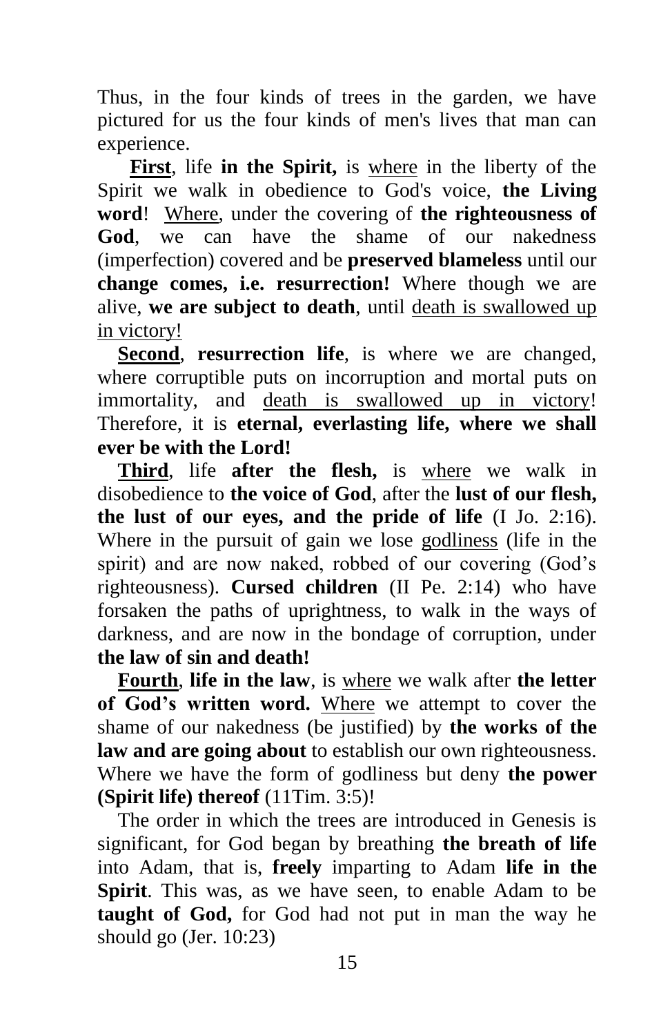Thus, in the four kinds of trees in the garden, we have pictured for us the four kinds of men's lives that man can experience.

**First**, life **in the Spirit,** is where in the liberty of the Spirit we walk in obedience to God's voice, **the Living word**! Where, under the covering of **the righteousness of God**, we can have the shame of our nakedness (imperfection) covered and be **preserved blameless** until our **change comes, i.e. resurrection!** Where though we are alive, **we are subject to death**, until death is swallowed up in victory!

**Second**, **resurrection life**, is where we are changed, where corruptible puts on incorruption and mortal puts on immortality, and death is swallowed up in victory! Therefore, it is **eternal, everlasting life, where we shall ever be with the Lord!**

**Third**, life **after the flesh,** is where we walk in disobedience to **the voice of God**, after the **lust of our flesh, the lust of our eyes, and the pride of life** (I Jo. 2:16). Where in the pursuit of gain we lose godliness (life in the spirit) and are now naked, robbed of our covering (God's righteousness). **Cursed children** (II Pe. 2:14) who have forsaken the paths of uprightness, to walk in the ways of darkness, and are now in the bondage of corruption, under **the law of sin and death!**

**Fourth**, **life in the law**, is where we walk after **the letter of God's written word.** Where we attempt to cover the shame of our nakedness (be justified) by **the works of the law and are going about** to establish our own righteousness. Where we have the form of godliness but deny **the power (Spirit life) thereof** (11Tim. 3:5)!

The order in which the trees are introduced in Genesis is significant, for God began by breathing **the breath of life** into Adam, that is, **freely** imparting to Adam **life in the Spirit**. This was, as we have seen, to enable Adam to be **taught of God,** for God had not put in man the way he should go (Jer. 10:23)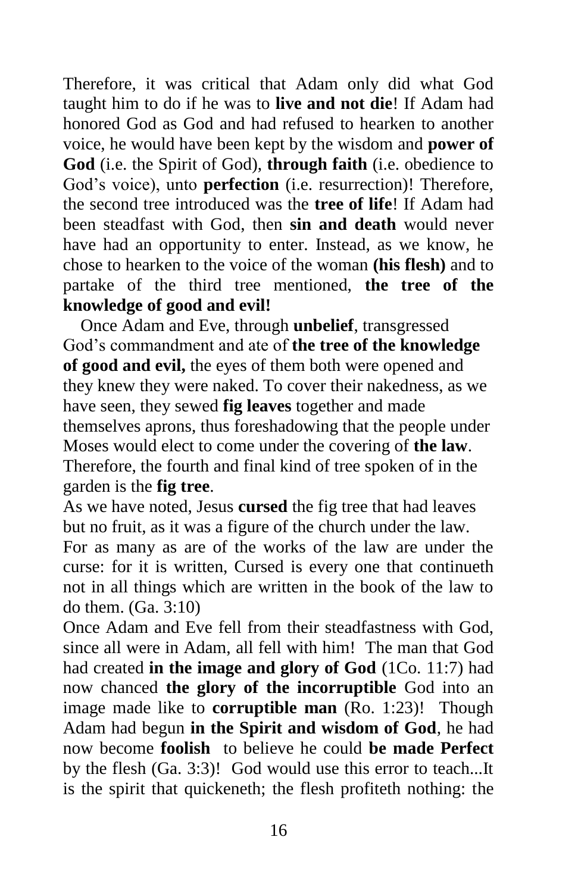Therefore, it was critical that Adam only did what God taught him to do if he was to **live and not die**! If Adam had honored God as God and had refused to hearken to another voice, he would have been kept by the wisdom and **power of God** (i.e. the Spirit of God), **through faith** (i.e. obedience to God's voice), unto **perfection** (i.e. resurrection)! Therefore, the second tree introduced was the **tree of life**! If Adam had been steadfast with God, then **sin and death** would never have had an opportunity to enter. Instead, as we know, he chose to hearken to the voice of the woman **(his flesh)** and to partake of the third tree mentioned, **the tree of the knowledge of good and evil!**

Once Adam and Eve, through **unbelief**, transgressed God's commandment and ate of **the tree of the knowledge of good and evil,** the eyes of them both were opened and they knew they were naked. To cover their nakedness, as we have seen, they sewed **fig leaves** together and made themselves aprons, thus foreshadowing that the people under Moses would elect to come under the covering of **the law**. Therefore, the fourth and final kind of tree spoken of in the garden is the **fig tree**.

As we have noted, Jesus **cursed** the fig tree that had leaves but no fruit, as it was a figure of the church under the law.

For as many as are of the works of the law are under the curse: for it is written, Cursed is every one that continueth not in all things which are written in the book of the law to do them. (Ga. 3:10)

Once Adam and Eve fell from their steadfastness with God, since all were in Adam, all fell with him! The man that God had created **in the image and glory of God** (1Co. 11:7) had now chanced **the glory of the incorruptible** God into an image made like to **corruptible man** (Ro. 1:23)! Though Adam had begun **in the Spirit and wisdom of God**, he had now become **foolish** to believe he could **be made Perfect** by the flesh (Ga. 3:3)! God would use this error to teach...It is the spirit that quickeneth; the flesh profiteth nothing: the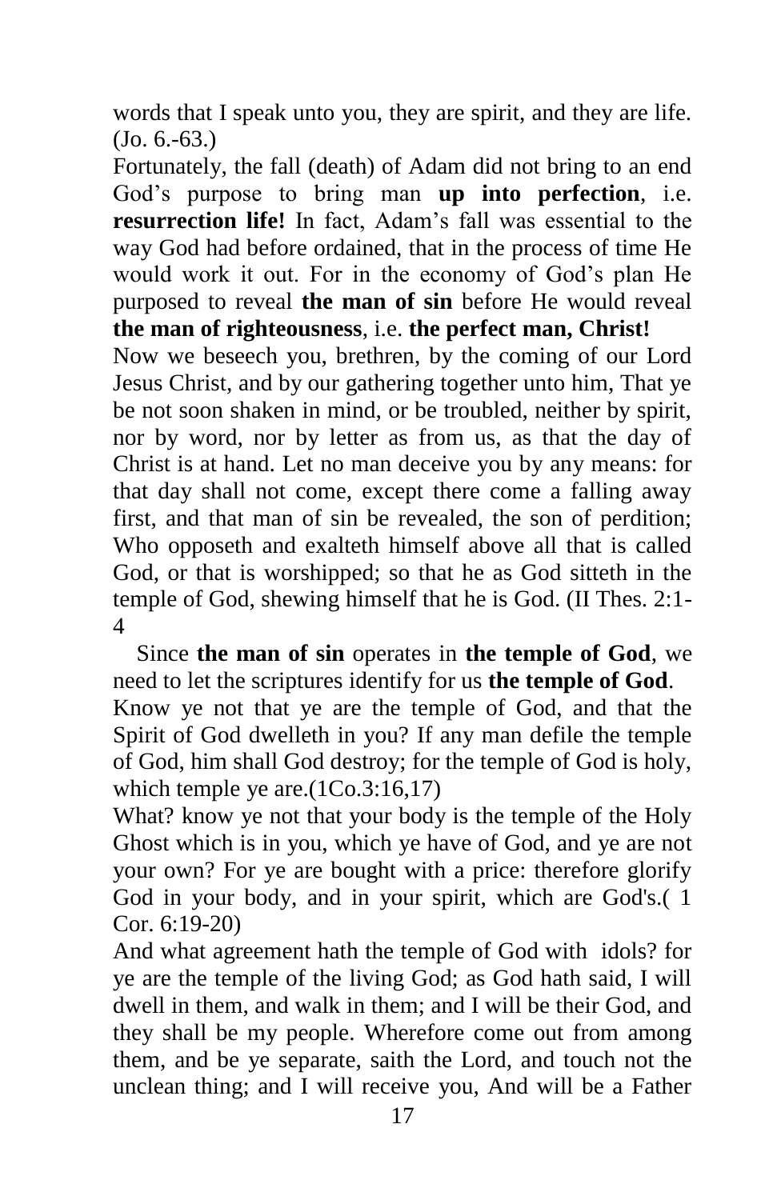words that I speak unto you, they are spirit, and they are life. (Jo. 6.-63.)

Fortunately, the fall (death) of Adam did not bring to an end God's purpose to bring man **up into perfection**, i.e. **resurrection life!** In fact, Adam's fall was essential to the way God had before ordained, that in the process of time He would work it out. For in the economy of God's plan He purposed to reveal **the man of sin** before He would reveal **the man of righteousness**, i.e. **the perfect man, Christ!**

Now we beseech you, brethren, by the coming of our Lord Jesus Christ, and by our gathering together unto him, That ye be not soon shaken in mind, or be troubled, neither by spirit, nor by word, nor by letter as from us, as that the day of Christ is at hand. Let no man deceive you by any means: for that day shall not come, except there come a falling away first, and that man of sin be revealed, the son of perdition; Who opposeth and exalteth himself above all that is called God, or that is worshipped; so that he as God sitteth in the temple of God, shewing himself that he is God. (II Thes. 2:1-4

Since **the man of sin** operates in **the temple of God**, we need to let the scriptures identify for us **the temple of God**.

Know ye not that ye are the temple of God, and that the Spirit of God dwelleth in you? If any man defile the temple of God, him shall God destroy; for the temple of God is holy, which temple ye are.(1Co.3:16,17)

What? know ye not that your body is the temple of the Holy Ghost which is in you, which ye have of God, and ye are not your own? For ye are bought with a price: therefore glorify God in your body, and in your spirit, which are God's.( 1 Cor. 6:19-20)

And what agreement hath the temple of God with idols? for ye are the temple of the living God; as God hath said, I will dwell in them, and walk in them; and I will be their God, and they shall be my people. Wherefore come out from among them, and be ye separate, saith the Lord, and touch not the unclean thing; and I will receive you, And will be a Father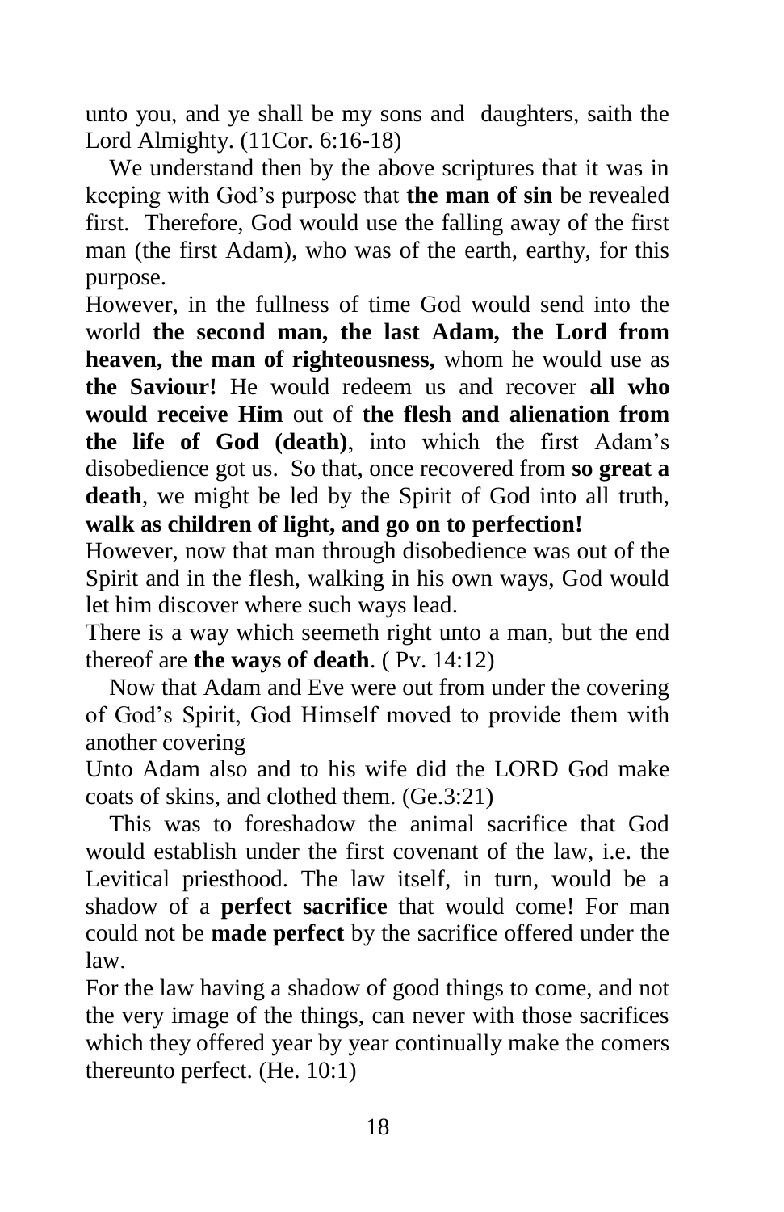unto you, and ye shall be my sons and daughters, saith the Lord Almighty. (11Cor. 6:16-18)

We understand then by the above scriptures that it was in keeping with God's purpose that **the man of sin** be revealed first. Therefore, God would use the falling away of the first man (the first Adam), who was of the earth, earthy, for this purpose.

However, in the fullness of time God would send into the world **the second man, the last Adam, the Lord from heaven, the man of righteousness,** whom he would use as **the Saviour!** He would redeem us and recover **all who would receive Him** out of **the flesh and alienation from the life of God (death)**, into which the first Adam's disobedience got us. So that, once recovered from **so great a death**, we might be led by the Spirit of God into all truth, **walk as children of light, and go on to perfection!**

However, now that man through disobedience was out of the Spirit and in the flesh, walking in his own ways, God would let him discover where such ways lead.

There is a way which seemeth right unto a man, but the end thereof are **the ways of death**. ( Pv. 14:12)

Now that Adam and Eve were out from under the covering of God's Spirit, God Himself moved to provide them with another covering

Unto Adam also and to his wife did the LORD God make coats of skins, and clothed them. (Ge.3:21)

This was to foreshadow the animal sacrifice that God would establish under the first covenant of the law, i.e. the Levitical priesthood. The law itself, in turn, would be a shadow of a **perfect sacrifice** that would come! For man could not be **made perfect** by the sacrifice offered under the law.

For the law having a shadow of good things to come, and not the very image of the things, can never with those sacrifices which they offered year by year continually make the comers thereunto perfect. (He. 10:1)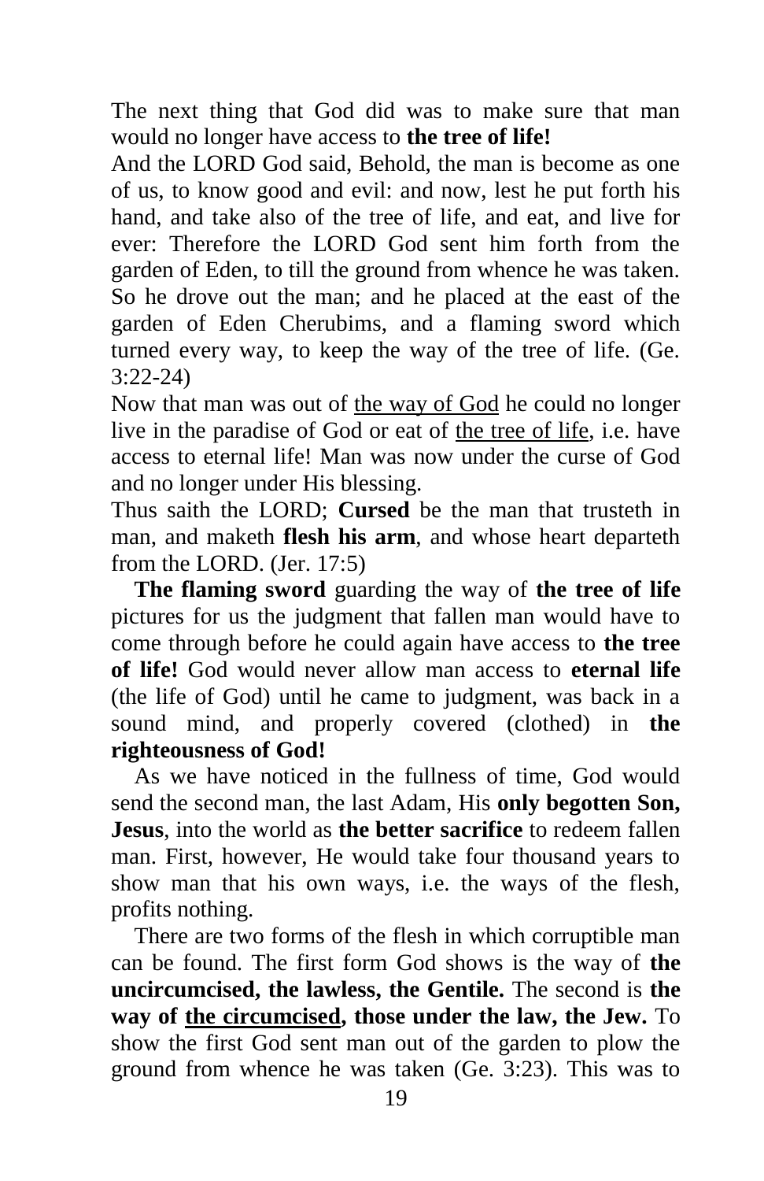The next thing that God did was to make sure that man would no longer have access to **the tree of life!**

And the LORD God said, Behold, the man is become as one of us, to know good and evil: and now, lest he put forth his hand, and take also of the tree of life, and eat, and live for ever: Therefore the LORD God sent him forth from the garden of Eden, to till the ground from whence he was taken. So he drove out the man; and he placed at the east of the garden of Eden Cherubims, and a flaming sword which turned every way, to keep the way of the tree of life. (Ge. 3:22-24)

Now that man was out of <u>the way of God</u> he could no longer live in the paradise of God or eat of <u>the tree of life</u>, i.e. have access to eternal life! Man was now under the curse of God and no longer under His blessing.

Thus saith the LORD; **Cursed** be the man that trusteth in man, and maketh **flesh his arm**, and whose heart departeth from the LORD. (Jer. 17:5)

**The flaming sword** guarding the way of **the tree of life** pictures for us the judgment that fallen man would have to come through before he could again have access to **the tree of life!** God would never allow man access to **eternal life** (the life of God) until he came to judgment, was back in a sound mind, and properly covered (clothed) in **the righteousness of God!**

As we have noticed in the fullness of time, God would send the second man, the last Adam, His **only begotten Son, Jesus**, into the world as **the better sacrifice** to redeem fallen man. First, however, He would take four thousand years to show man that his own ways, i.e. the ways of the flesh, profits nothing.

There are two forms of the flesh in which corruptible man can be found. The first form God shows is the way of **the uncircumcised, the lawless, the Gentile.** The second is **the way of <u>the circumcised</u>, those under the law, the Jew.** To show the first God sent man out of the garden to plow the ground from whence he was taken (Ge. 3:23). This was to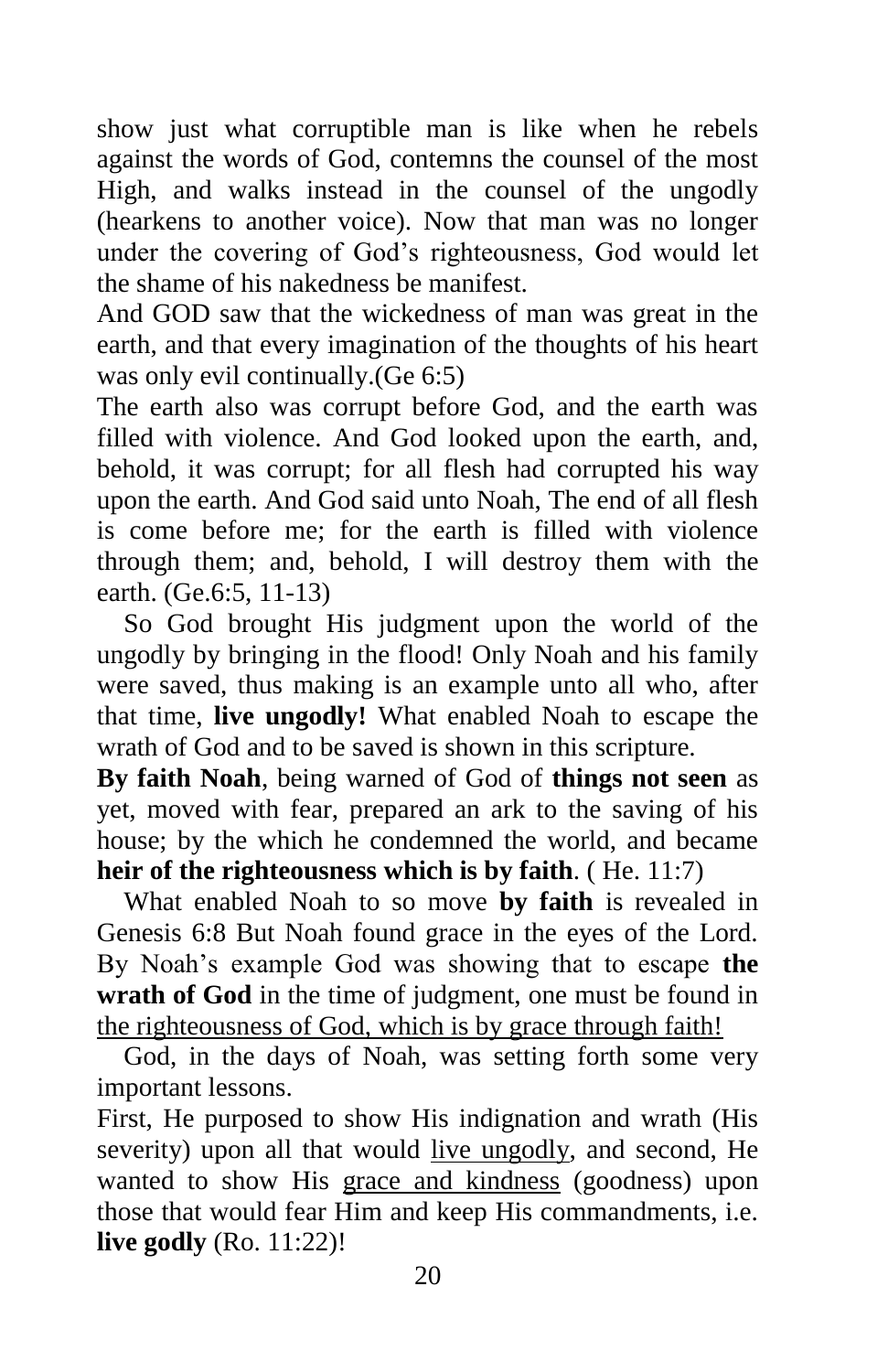show just what corruptible man is like when he rebels against the words of God, contemns the counsel of the most High, and walks instead in the counsel of the ungodly (hearkens to another voice). Now that man was no longer under the covering of God's righteousness, God would let the shame of his nakedness be manifest.

And GOD saw that the wickedness of man was great in the earth, and that every imagination of the thoughts of his heart was only evil continually.(Ge 6:5)

The earth also was corrupt before God, and the earth was filled with violence. And God looked upon the earth, and, behold, it was corrupt; for all flesh had corrupted his way upon the earth. And God said unto Noah, The end of all flesh is come before me; for the earth is filled with violence through them; and, behold, I will destroy them with the earth. (Ge.6:5, 11-13)

So God brought His judgment upon the world of the ungodly by bringing in the flood! Only Noah and his family were saved, thus making is an example unto all who, after that time, **live ungodly!** What enabled Noah to escape the wrath of God and to saved is shown in this scripture.

**By faith Noah**, being warned of God of **things not seen** as yet, moved with fear, prepared an ark to the saving of his house; by the which he condemned the world, and became **heir of the righteousness which is by faith**. ( He. 11:7)

What enabled Noah to so move **by faith** is revealed in Genesis 6:8 But Noah found grace in the eyes of the Lord. By Noah's example God was showing that to escape **the wrath of God** in the time of judgment, one must be found in <u>the righteousness of God, which is by grace through faith!</u>

God, in the days of Noah, was setting forth some very important lessons.

First, He purposed to show His indignation and wrath (His severity) upon all that would <u>live ungodly</u>, and second, He wanted to show His <u>grace and kindness</u> (goodness) upon those that would fear Him and keep His commandments, i.e. **live godly** (Ro. 11:22)!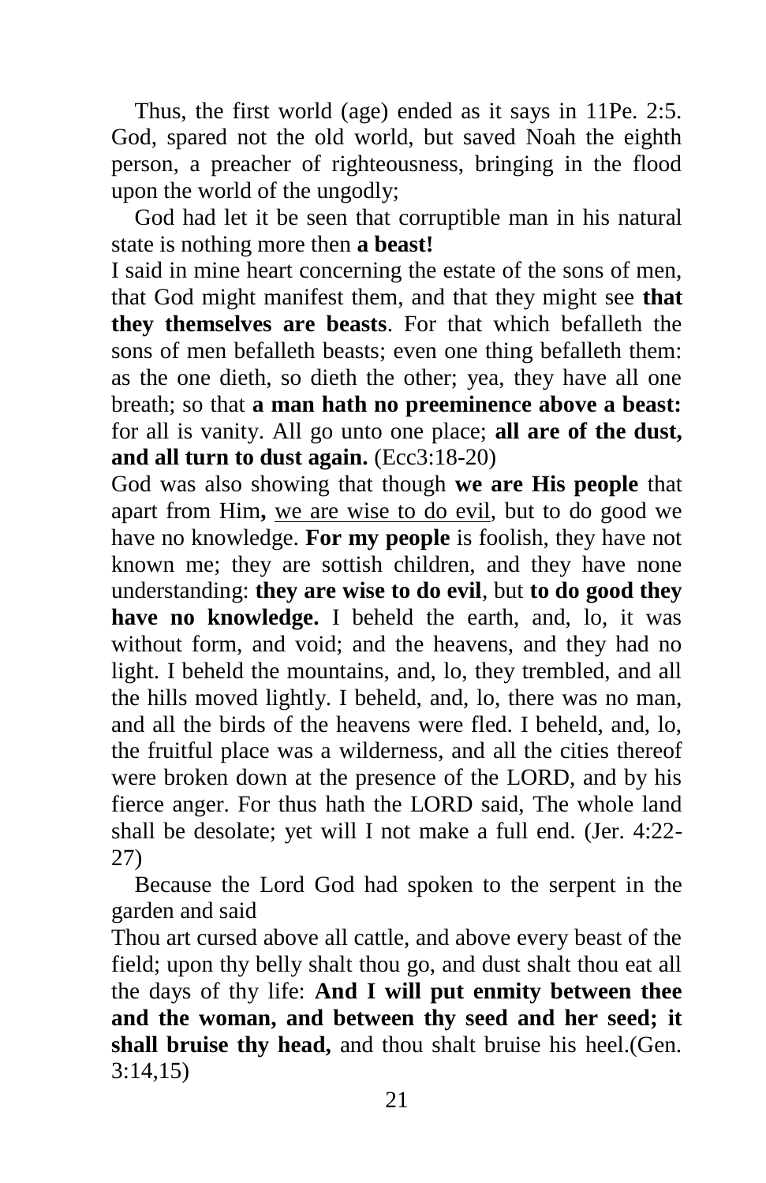Thus, the first world (age) ended as it says in 11Pe. 2:5. God, spared not the old world, but saved Noah the eighth person, a preacher of righteousness, bringing in the flood upon the world of the ungodly;

God had let it be seen that corruptible man in his natural state is nothing more then **a beast!**

I said in mine heart concerning the estate of the sons of men, that God might manifest them, and that they might see **that they themselves are beasts**. For that which befalleth the sons of men befalleth beasts; even one thing befalleth them: as the one dieth, so dieth the other; yea, they have all one breath; so that **a man hath no preeminence above a beast:** for all is vanity. All go unto one place; **all are of the dust, and all turn to dust again.** (Ecc3:18-20)

God was also showing that though **we are His people** that apart from Him**,** <u>we are wise to do evil</u>, but to do good we have no knowledge. **For my people** is foolish, they have not known me; they are sottish children, and they have none understanding: **they are wise to do evil**, but **to do good they have no knowledge.** I beheld the earth, and, lo, it was without form, and void; and the heavens, and they had no light. I beheld the mountains, and, lo, they trembled, and all the hills moved lightly. I beheld, and, lo, there was no man, and all the birds of the heavens were fled. I beheld, and, lo, the fruitful place was a wilderness, and all the cities thereof were broken down at the presence of the LORD, and by his fierce anger. For thus hath the LORD said, The whole land shall be desolate; yet will I not make a full end. (Jer. 4:22-27)

Because the Lord God had spoken to the serpent in the garden and said

Thou art cursed above all cattle, and above every beast of the field; upon thy belly shalt thou go, and dust shalt thou eat all the days of thy life: **And I will put enmity between thee and the woman, and between thy seed and her seed; it shall bruise thy head,** and thou shalt bruise his heel.(Gen. 3:14,15)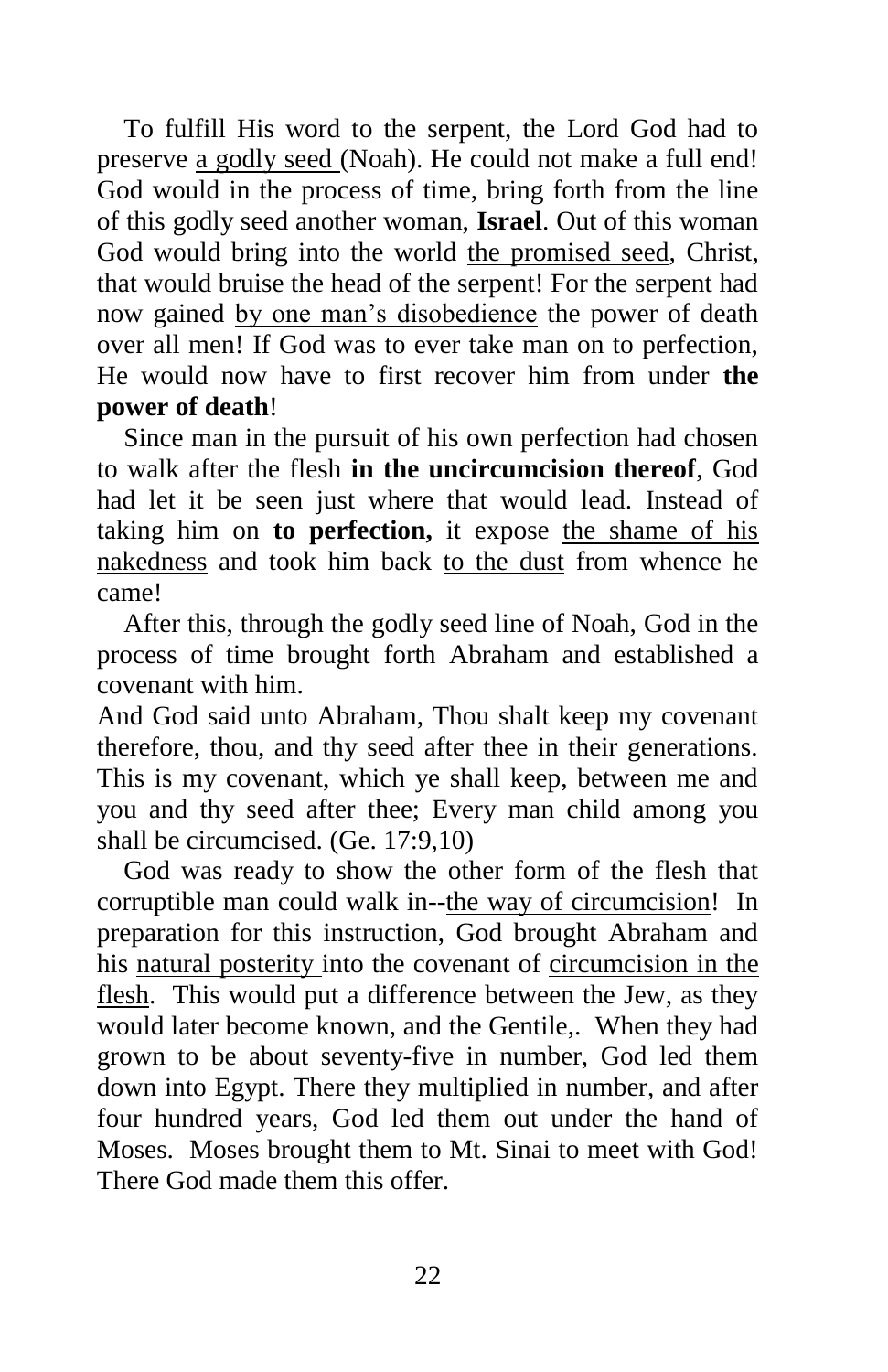To fulfill His word to the serpent, the Lord God had to preserve <u>a godly seed</u> (Noah). He could not make a full end! God would in the process of time, bring forth from the line of this godly seed another woman, **Israel**. Out of this woman God would bring into the world <u>the promised seed</u>, Christ, that would bruise the head of the serpent! For the serpent had now gained <u>by one man's disobedience</u> the power of death over all men! If God was to ever take man on to perfection, He would now have to first recover him from under **the power of death**!

Since man in the pursuit of his own perfection had chosen to walk after the flesh **in the uncircumcision thereof**, God had let it be seen just where that would lead. Instead of taking him on **to perfection,** it expose <u>the shame of his nakedness</u> and took him back <u>to the dust</u> from whence he came!

After this, through the godly seed line of Noah, God in the process of time brought forth Abraham and established a covenant with him.

And God said unto Abraham, Thou shalt keep my covenant therefore, thou, and thy seed after thee in their generations. This is my covenant, which ye shall keep, between me and you and thy seed after thee; Every man child among you shall be circumcised. (Ge. 17:9,10)

God was ready to show the other form of the flesh that corruptible man could walk in--<u>the way of circumcision</u>! In preparation for this instruction, God brought Abraham and his <u>natural posterity</u> into the covenant of <u>circumcision in the flesh</u>. This would put a difference between the Jew, as they would later become known, and the Gentile,. When they had grown to be about seventy-five in number, God led them down into Egypt. There they multiplied in number, and after four hundred years, God led them out under the hand of Moses. Moses brought them to Mt. Sinai to meet with God! There God made them this offer.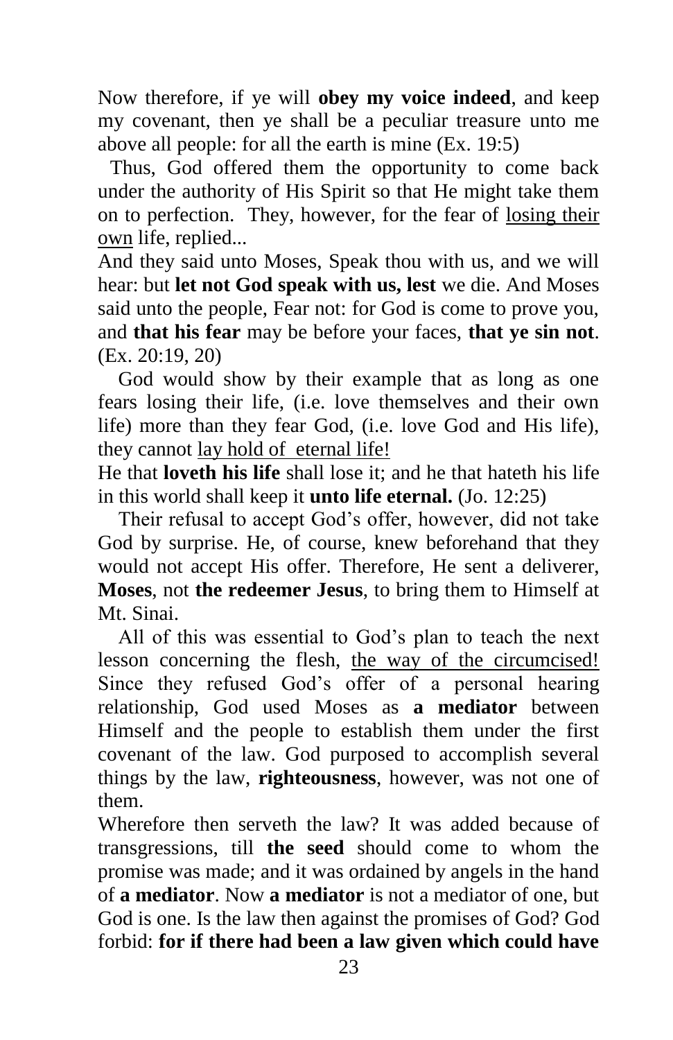Now therefore, if ye will **obey my voice indeed**, and keep my covenant, then ye shall be a peculiar treasure unto me above all people: for all the earth is mine (Ex. 19:5)

Thus, God offered them the opportunity to come back under the authority of His Spirit so that He might take them on to perfection. They, however, for the fear of <u>losing their own</u> life, replied...

And they said unto Moses, Speak thou with us, and we will hear: but **let not God speak with us, lest** we die. And Moses said unto the people, Fear not: for God is come to prove you, and **that his fear** may be before your faces, **that ye sin not**. (Ex. 20:19, 20)

God would show by their example that as long as one fears losing their life, (i.e. love themselves and their own life) more than they fear God, (i.e. love God and His life), they cannot <u>lay hold of eternal life!</u>

He that **loveth his life** shall lose it; and he that hateth his life in this world shall keep it **unto life eternal.** (Jo. 12:25)

Their refusal to accept God's offer, however, did not take God by surprise. He, of course, knew beforehand that they would not accept His offer. Therefore, He sent a deliverer, **Moses**, not **the redeemer Jesus**, to bring them to Himself at Mt. Sinai.

All of this was essential to God's plan to teach the next lesson concerning the flesh, <u>the way of the circumcised!</u> Since they refused God's offer of a personal hearing relationship, God used Moses as **a mediator** between Himself and the people to establish them under the first covenant of the law. God purposed to accomplish several things by the law, **righteousness**, however, was not one of them.

Wherefore then serveth the law? It was added because of transgressions, till **the seed** should come to whom the promise was made; and it was ordained by angels in the hand of **a mediator**. Now **a mediator** is not a mediator of one, but God is one. Is the law then against the promises of God? God forbid: **for if there had been a law given which could have**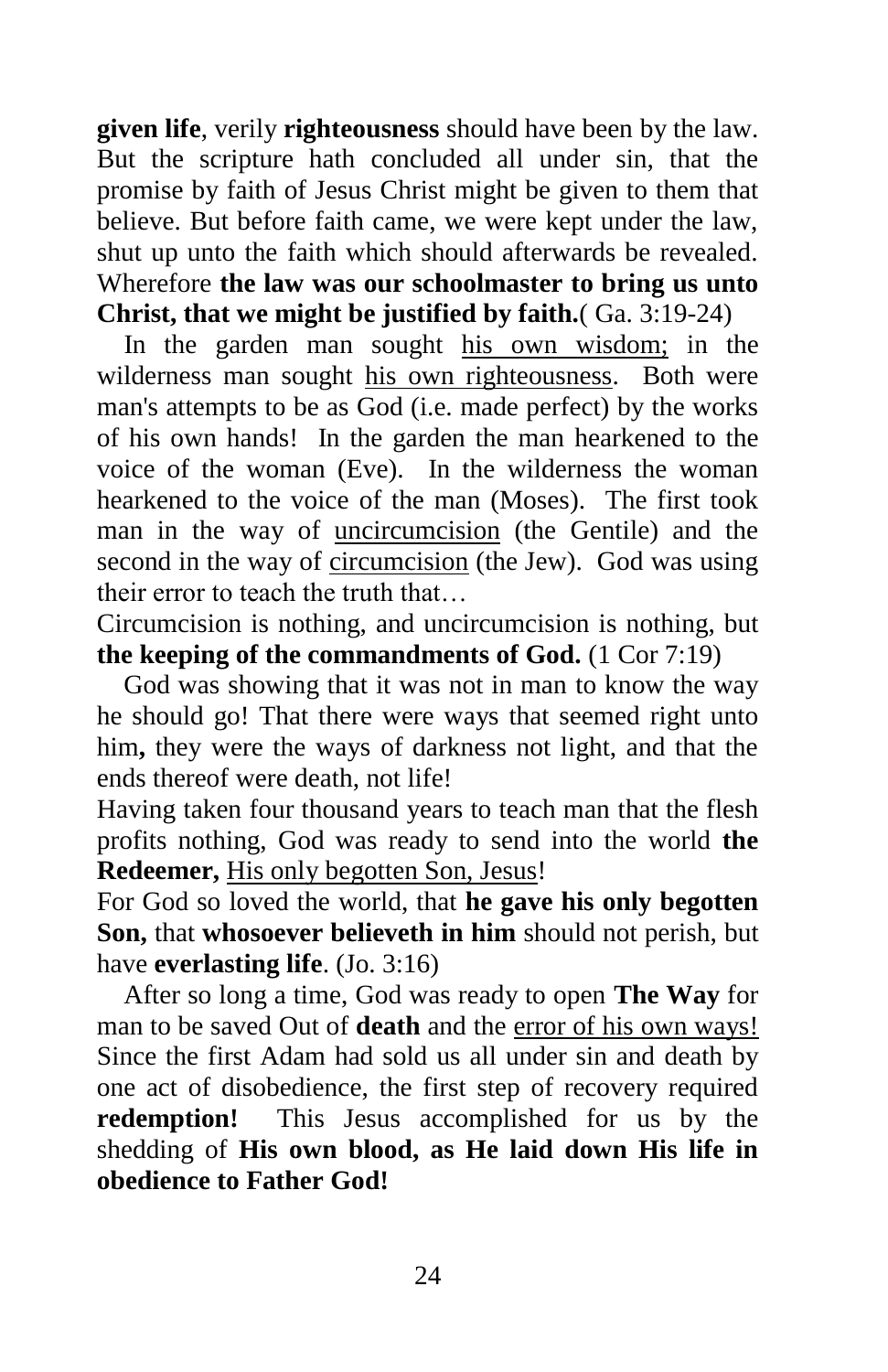**given life**, verily **righteousness** should have been by the law. But the scripture hath concluded all under sin, that the promise by faith of Jesus Christ might be given to them that believe. But before faith came, we were kept under the law, shut up unto the faith which should afterwards be revealed. Wherefore **the law was our schoolmaster to bring us unto Christ, that we might be justified by faith.**( Ga. 3:19-24)

In the garden man sought <u>his own wisdom;</u> in the wilderness man sought <u>his own righteousness</u>. Both were man's attempts to be as God (i.e. made perfect) by the works of his own hands! In the garden the man hearkened to the voice of the woman (Eve). In the wilderness the woman hearkened to the voice of the man (Moses). The first took man in the way of <u>uncircumcision</u> (the Gentile) and the second in the way of <u>circumcision</u> (the Jew). God was using their error to teach the truth that…

Circumcision is nothing, and uncircumcision is nothing, but **the keeping of the commandments of God.** (1 Cor 7:19)

God was showing that it was not in man to know the way he should go! That there were ways that seemed right unto him**,** they were the ways of darkness not light, and that the ends thereof were death, not life!

Having taken four thousand years to teach man that the flesh profits nothing, God was ready to send into the world **the Redeemer,** <u>His only begotten Son, Jesus</u>!

For God so loved the world, that **he gave his only begotten Son,** that **whosoever believeth in him** should not perish, but have **everlasting life**. (Jo. 3:16)

After so long a time, God was ready to open **The Way** for man to be saved Out of **death** and the <u>error of his own ways!</u> Since the first Adam had sold us all under sin and death by one act of disobedience, the first step of recovery required **redemption!** This Jesus accomplished for us by the shedding of **His own blood, as He laid down His life in obedience to Father God!**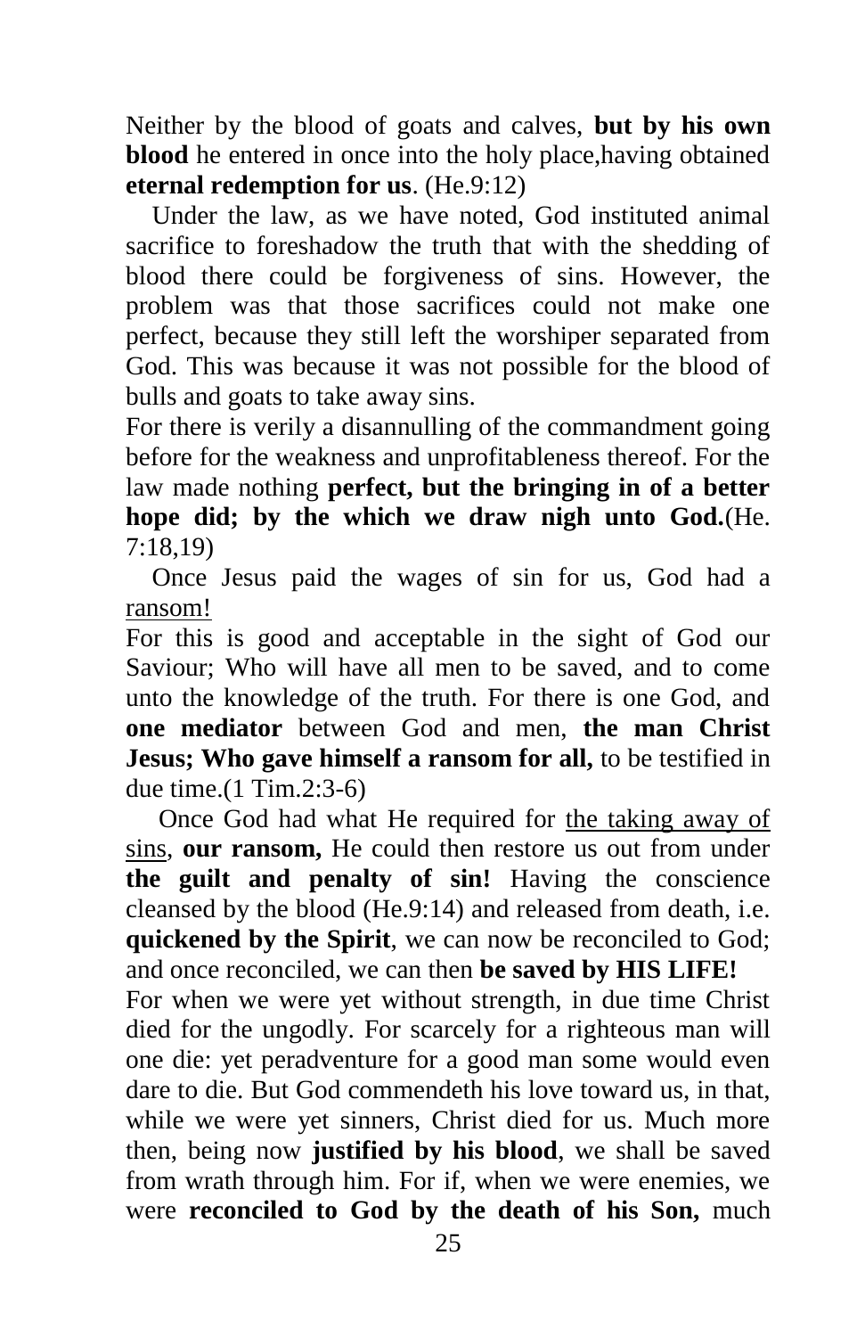Neither by the blood of goats and calves, **but by his own blood** he entered in once into the holy place,having obtained **eternal redemption for us**. (He.9:12)

Under the law, as we have noted, God instituted animal sacrifice to foreshadow the truth that with the shedding of blood there could be forgiveness of sins. However, the problem was that those sacrifices could not make one perfect, because they still left the worshiper separated from God. This was because it was not possible for the blood of bulls and goats to take away sins.

For there is verily a disannulling of the commandment going before for the weakness and unprofitableness thereof. For the law made nothing **perfect, but the bringing in of a better hope did; by the which we draw nigh unto God.**(He. 7:18,19)

Once Jesus paid the wages of sin for us, God had a <u>ransom!</u>

For this is good and acceptable in the sight of God our Saviour; Who will have all men to be saved, and to come unto the knowledge of the truth. For there is one God, and **one mediator** between God and men, **the man Christ Jesus; Who gave himself a ransom for all,** to be testified in due time.(1 Tim.2:3-6)

Once God had what He required for <u>the taking away of sins</u>, **our ransom,** He could then restore us out from under **the guilt and penalty of sin!** Having the conscience cleansed by the blood (He.9:14) and released from death, i.e. **quickened by the Spirit**, we can now be reconciled to God; and once reconciled, we can then **be saved by HIS LIFE!**

For when we were yet without strength, in due time Christ died for the ungodly. For scarcely for a righteous man will one die: yet peradventure for a good man some would even dare to die. But God commendeth his love toward us, in that, while we were yet sinners, Christ died for us. Much more then, being now **justified by his blood**, we shall be saved from wrath through him. For if, when we were enemies, we were **reconciled to God by the death of his Son,** much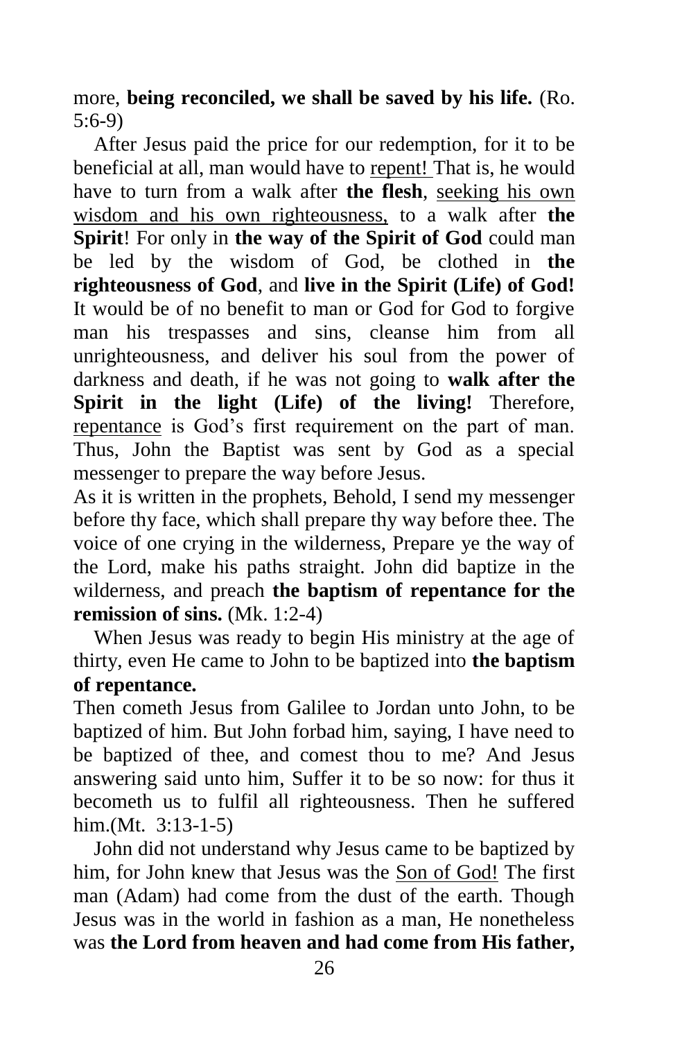more, **being reconciled, we shall be saved by his life.** (Ro. 5:6-9)

After Jesus paid the price for our redemption, for it to be beneficial at all, man would have to <u>repent!</u> That is, he would have to turn from a walk after **the flesh**, <u>seeking his own wisdom and his own righteousness,</u> to a walk after **the Spirit**! For only in **the way of the Spirit of God** could man be led by the wisdom of God, be clothed in **the righteousness of God**, and **live in the Spirit (Life) of God!** It would be of no benefit to man or God for God to forgive man his trespasses and sins, cleanse him from all unrighteousness, and deliver his soul from the power of darkness and death, if he was not going to **walk after the Spirit in the light (Life) of the living!** Therefore, <u>repentance</u> is God's first requirement on the part of man. Thus, John the Baptist was sent by God as a special messenger to prepare the way before Jesus.

As it is written in the prophets, Behold, I send my messenger before thy face, which shall prepare thy way before thee. The voice of one crying in the wilderness, Prepare ye the way of the Lord, make his paths straight. John did baptize in the wilderness, and preach **the baptism of repentance for the remission of sins.** (Mk. 1:2-4)

When Jesus was ready to begin His ministry at the age of thirty, even He came to John to be baptized into **the baptism of repentance.**

Then cometh Jesus from Galilee to Jordan unto John, to be baptized of him. But John forbad him, saying, I have need to be baptized of thee, and comest thou to me? And Jesus answering said unto him, Suffer it to be so now: for thus it becometh us to fulfil all righteousness. Then he suffered him.(Mt. 3:13-1-5)

John did not understand why Jesus came to be baptized by him, for John knew that Jesus was the <u>Son of God!</u> The first man (Adam) had come from the dust of the earth. Though Jesus was in the world in fashion as a man, He nonetheless was **the Lord from heaven and had come from His father,**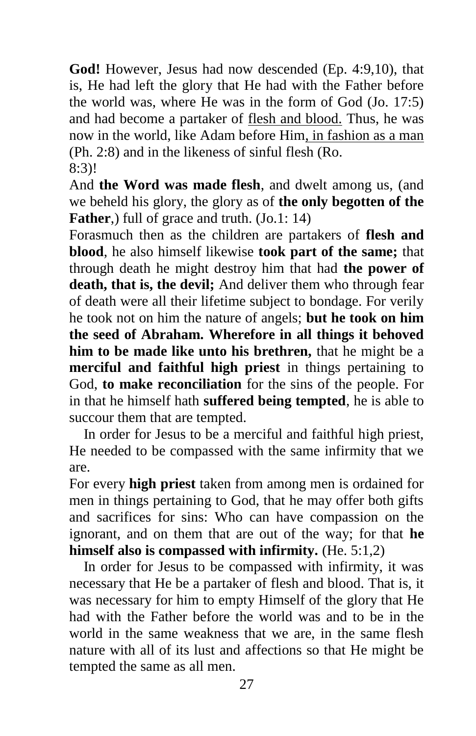**God!** However, Jesus had now descended (Ep. 4:9,10), that is, He had left the glory that He had with the Father before the world was, where He was in the form of God (Jo. 17:5) and had become a partaker of <u>flesh and blood.</u> Thus, he was now in the world, like Adam before Him<u>, in fashion as a man</u> (Ph. 2:8) and in the likeness of sinful flesh (Ro. 8:3)!

And **the Word was made flesh**, and dwelt among us, (and we beheld his glory, the glory as of **the only begotten of the Father**,) full of grace and truth. (Jo.1: 14)

Forasmuch then as the children are partakers of **flesh and blood**, he also himself likewise **took part of the same;** that through death he might destroy him that had **the power of death, that is, the devil;** And deliver them who through fear of death were all their lifetime subject to bondage. For verily he took not on him the nature of angels; **but he took on him the seed of Abraham. Wherefore in all things it behoved him to be made like unto his brethren,** that he might be a **merciful and faithful high priest** in things pertaining to God, **to make reconciliation** for the sins of the people. For in that he himself hath **suffered being tempted**, he is able to succour them that are tempted.

In order for Jesus to be a merciful and faithful high priest, He needed to be compassed with the same infirmity that we are.

For every **high priest** taken from among men is ordained for men in things pertaining to God, that he may offer both gifts and sacrifices for sins: Who can have compassion on the ignorant, and on them that are out of the way; for that **he himself also is compassed with infirmity.** (He. 5:1,2)

In order for Jesus to be compassed with infirmity, it was necessary that He be a partaker of flesh and blood. That is, it was necessary for him to empty Himself of the glory that He had with the Father before the world was and to be in the world in the same weakness that we are, in the same flesh nature with all of its lust and affections so that He might be tempted the same as all men.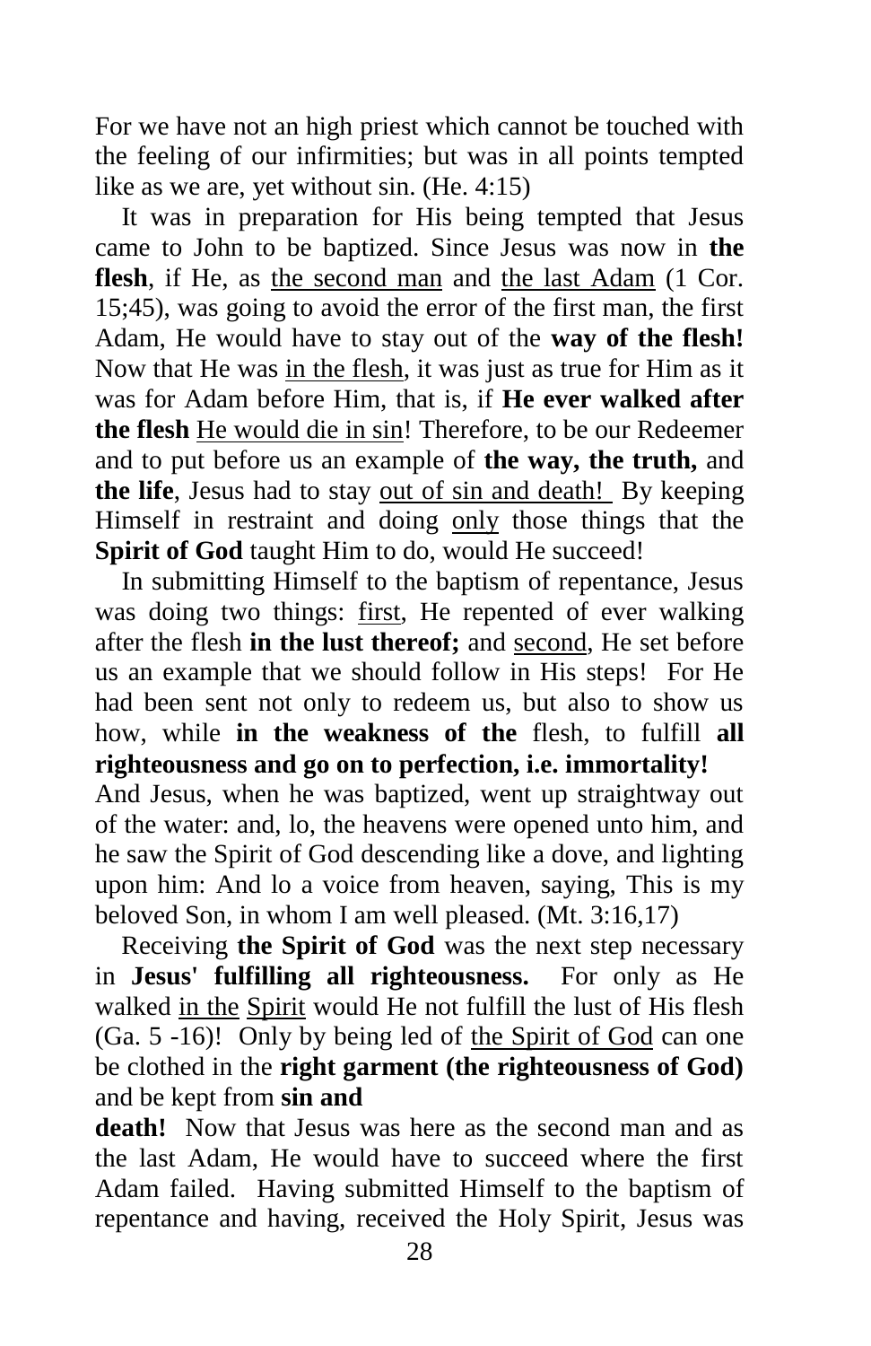For we have not an high priest which cannot be touched with the feeling of our infirmities; but was in all points tempted like as we are, yet without sin. (He. 4:15)

It was in preparation for His being tempted that Jesus came to John to be baptized. Since Jesus was now in **the flesh**, if He, as <u>the second man</u> and <u>the last Adam</u> (1 Cor. 15;45), was going to avoid the error of the first man, the first Adam, He would have to stay out of the **way of the flesh!** Now that He was <u>in the flesh</u>, it was just as true for Him as it was for Adam before Him, that is, if **He ever walked after the flesh** <u>He would die in sin</u>! Therefore, to be our Redeemer and to put before us an example of **the way, the truth,** and **the life**, Jesus had to stay <u>out of sin and death!</u> By keeping Himself in restraint and doing <u>only</u> those things that the **Spirit of God** taught Him to do, would He succeed!

In submitting Himself to the baptism of repentance, Jesus was doing two things: <u>first</u>, He repented of ever walking after the flesh **in the lust thereof;** and <u>second</u>, He set before us an example that we should follow in His steps! For He had been sent not only to redeem us, but also to show us how, while **in the weakness of the** flesh, to fulfill **all righteousness and go on to perfection, i.e. immortality!**

And Jesus, when he was baptized, went up straightway out of the water: and, lo, the heavens were opened unto him, and he saw the Spirit of God descending like a dove, and lighting upon him: And lo a voice from heaven, saying, This is my beloved Son, in whom I am well pleased. (Mt. 3:16,17)

Receiving **the Spirit of God** was the next step necessary in **Jesus' fulfilling all righteousness.** For only as He walked <u>in the</u> <u>Spirit</u> would He not fulfill the lust of His flesh (Ga. 5 -16)! Only by being led of <u>the Spirit of God</u> can one be clothed in the **right garment (the righteousness of God)** and be kept from **sin and death!** Now that Jesus was here as the second man and as the last Adam, He would have to succeed where the first Adam failed. Having submitted Himself to the baptism of repentance and having, received the Holy Spirit, Jesus was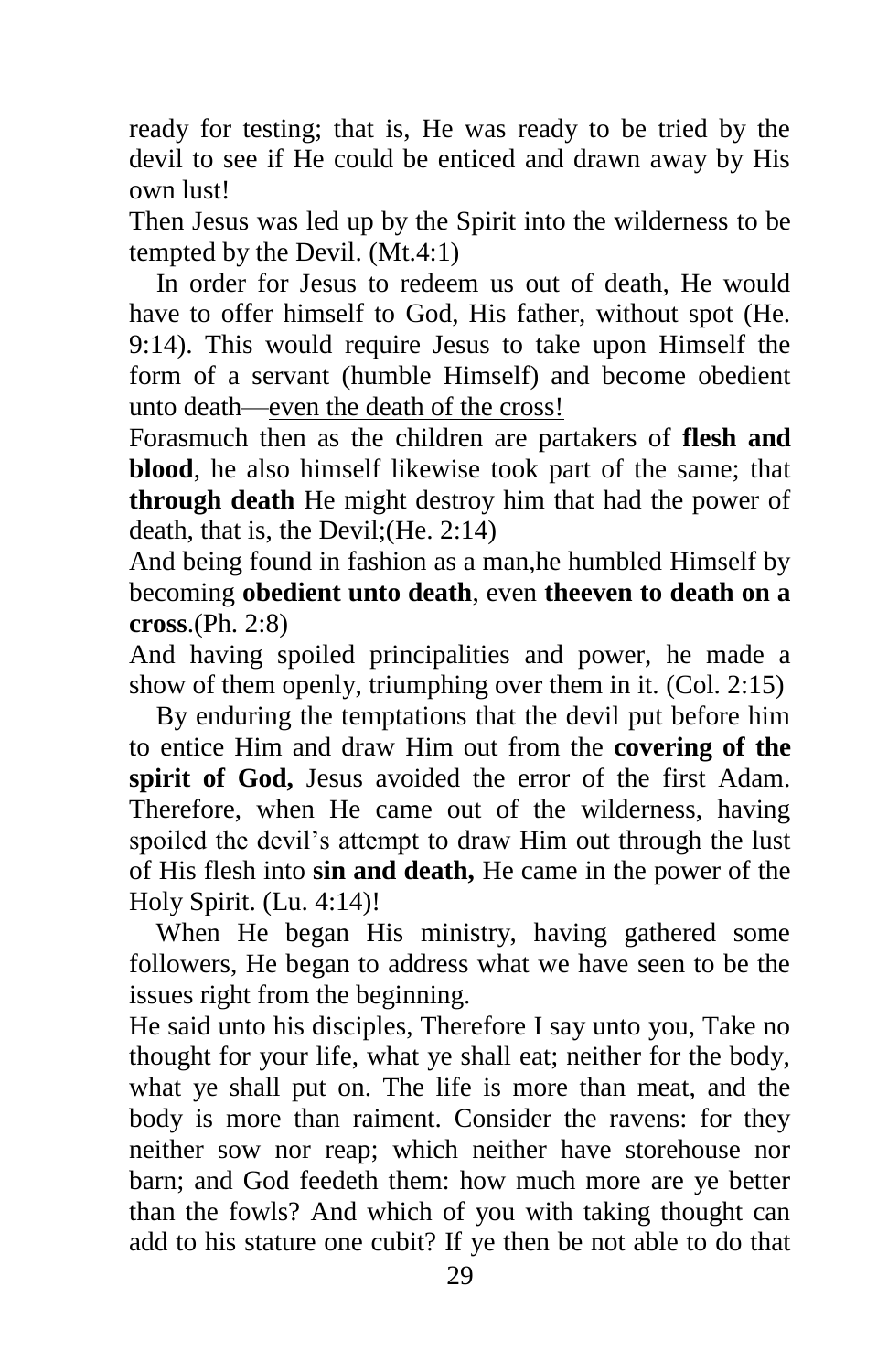ready for testing; that is, He was ready to be tried by the devil to see if He could be enticed and drawn away by His own lust!

Then Jesus was led up by the Spirit into the wilderness to be tempted by the Devil. (Mt.4:1)

In order for Jesus to redeem us out of death, He would have to offer himself to God, His father, without spot (He. 9:14). This would require Jesus to take upon Himself the form of a servant (humble Himself) and become obedient unto death—<u>even the death of the cross!</u>

Forasmuch then as the children are partakers of **flesh and blood**, he also himself likewise took part of the same; that **through death** He might destroy him that had the power of death, that is, the Devil;(He. 2:14)

And being found in fashion as a man,he humbled Himself by becoming **obedient unto death**, even **theeven to death on a cross**.(Ph. 2:8)

And having spoiled principalities and power, he made a show of them openly, triumphing over them in it. (Col. 2:15)

By enduring the temptations that the devil put before him to entice Him and draw Him out from the **covering of the spirit of God,** Jesus avoided the error of the first Adam. Therefore, when He came out of the wilderness, having spoiled the devil's attempt to draw Him out through the lust of His flesh into **sin and death,** He came in the power of the Holy Spirit. (Lu. 4:14)!

When He began His ministry, having gathered some followers, He began to address what we have seen to be the issues right from the beginning.

He said unto his disciples, Therefore I say unto you, Take no thought for your life, what ye shall eat; neither for the body, what ye shall put on. The life is more than meat, and the body is more than raiment. Consider the ravens: for they neither sow nor reap; which neither have storehouse nor barn; and God feedeth them: how much more are ye better than the fowls? And which of you with taking thought can add to his stature one cubit? If ye then be not able to do that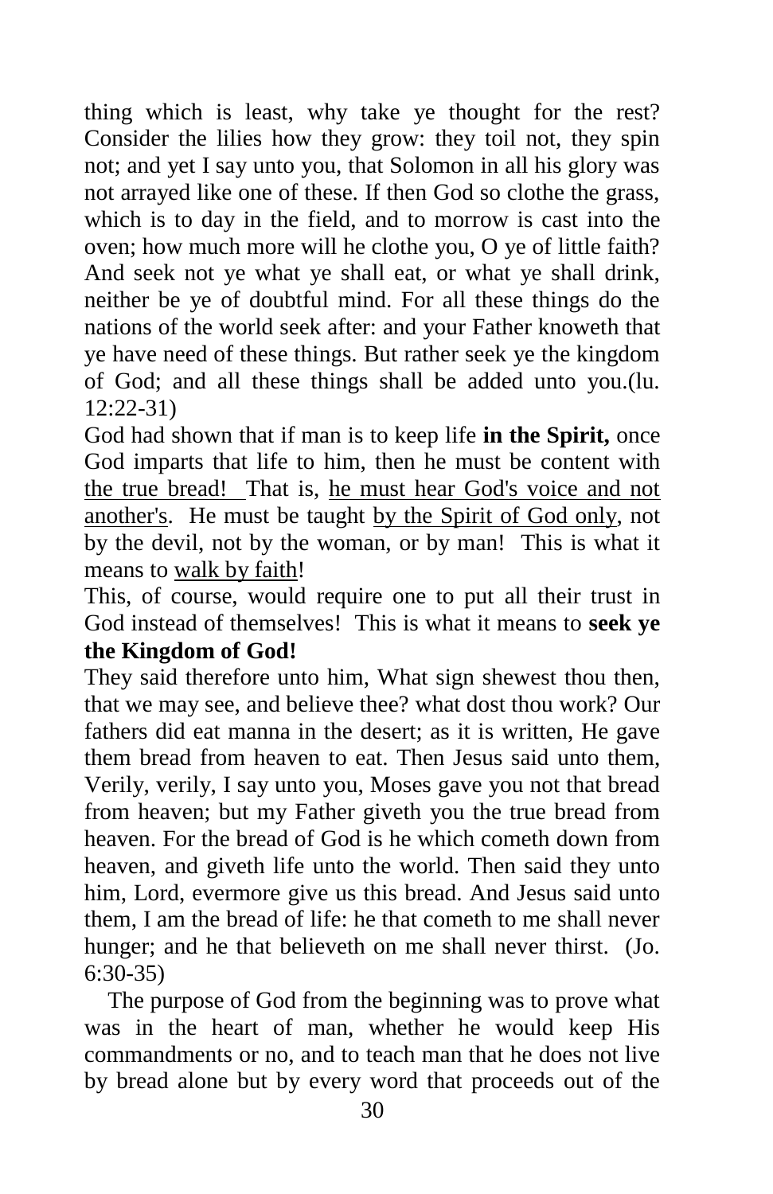thing which is least, why take ye thought for the rest? Consider the lilies how they grow: they toil not, they spin not; and yet I say unto you, that Solomon in all his glory was not arrayed like one of these. If then God so clothe the grass, which is to day in the field, and to morrow is cast into the oven; how much more will he clothe you, O ye of little faith? And seek not ye what ye shall eat, or what ye shall drink, neither be ye of doubtful mind. For all these things do the nations of the world seek after: and your Father knoweth that ye have need of these things. But rather seek ye the kingdom of God; and all these things shall be added unto you.(lu. 12:22-31)

God had shown that if man is to keep life **in the Spirit,** once God imparts that life to him, then he must be content with <u>the true bread!</u> That is, <u>he must hear God's voice and not another's</u>. He must be taught <u>by the Spirit of God only</u>, not by the devil, not by the woman, or by man! This is what it means to <u>walk by faith</u>!

This, of course, would require one to put all their trust in God instead of themselves! This is what it means to **seek ye the Kingdom of God!**

They said therefore unto him, What sign shewest thou then, that we may see, and believe thee? what dost thou work? Our fathers did eat manna in the desert; as it is written, He gave them bread from heaven to eat. Then Jesus said unto them, Verily, verily, I say unto you, Moses gave you not that bread from heaven; but my Father giveth you the true bread from heaven. For the bread of God is he which cometh down from heaven, and giveth life unto the world. Then said they unto him, Lord, evermore give us this bread. And Jesus said unto them, I am the bread of life: he that cometh to me shall never hunger; and he that believeth on me shall never thirst. (Jo. 6:30-35)

The purpose of God from the beginning was to prove what was in the heart of man, whether he would keep His commandments or no, and to teach man that he does not live by bread alone but by every word that proceeds out of the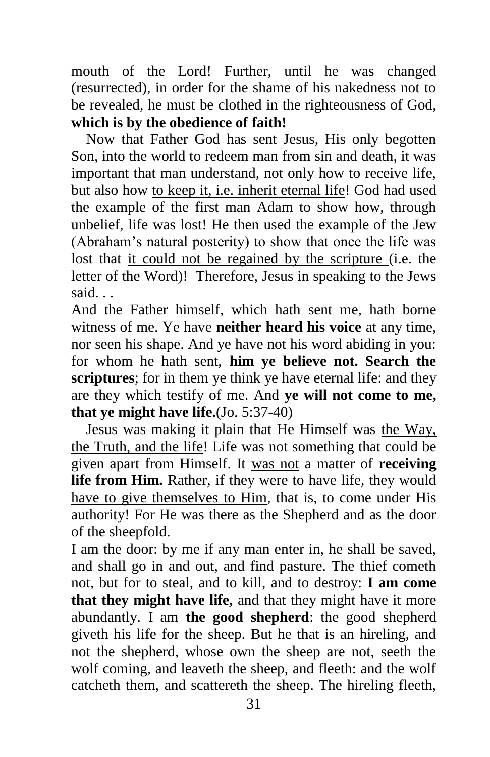mouth of the Lord! Further, until he was changed (resurrected), in order for the shame of his nakedness not to be revealed, he must be clothed in the righteousness of God, **which is by the obedience of faith!**

Now that Father God has sent Jesus, His only begotten Son, into the world to redeem man from sin and death, it was important that man understand, not only how to receive life, but also how to keep it, i.e. inherit eternal life! God had used the example of the first man Adam to show how, through unbelief, life was lost! He then used the example of the Jew (Abraham's natural posterity) to show that once the life was lost that it could not be regained by the scripture (i.e. the letter of the Word)! Therefore, Jesus in speaking to the Jews said. . .

And the Father himself, which hath sent me, hath borne witness of me. Ye have **neither heard his voice** at any time, nor seen his shape. And ye have not his word abiding in you: for whom he hath sent, **him ye believe not. Search the scriptures**; for in them ye think ye have eternal life: and they are they which testify of me. And **ye will not come to me, that ye might have life.**(Jo. 5:37-40)

Jesus was making it plain that He Himself was the Way, the Truth, and the life! Life was not something that could be given apart from Himself. It was not a matter of **receiving life from Him.** Rather, if they were to have life, they would have to give themselves to Him, that is, to come under His authority! For He was there as the Shepherd and as the door of the sheepfold.

I am the door: by me if any man enter in, he shall be saved, and shall go in and out, and find pasture. The thief cometh not, but for to steal, and to kill, and to destroy: **I am come that they might have life,** and that they might have it more abundantly. I am **the good shepherd**: the good shepherd giveth his life for the sheep. But he that is an hireling, and not the shepherd, whose own the sheep are not, seeth the wolf coming, and leaveth the sheep, and fleeth: and the wolf catcheth them, and scattereth the sheep. The hireling fleeth,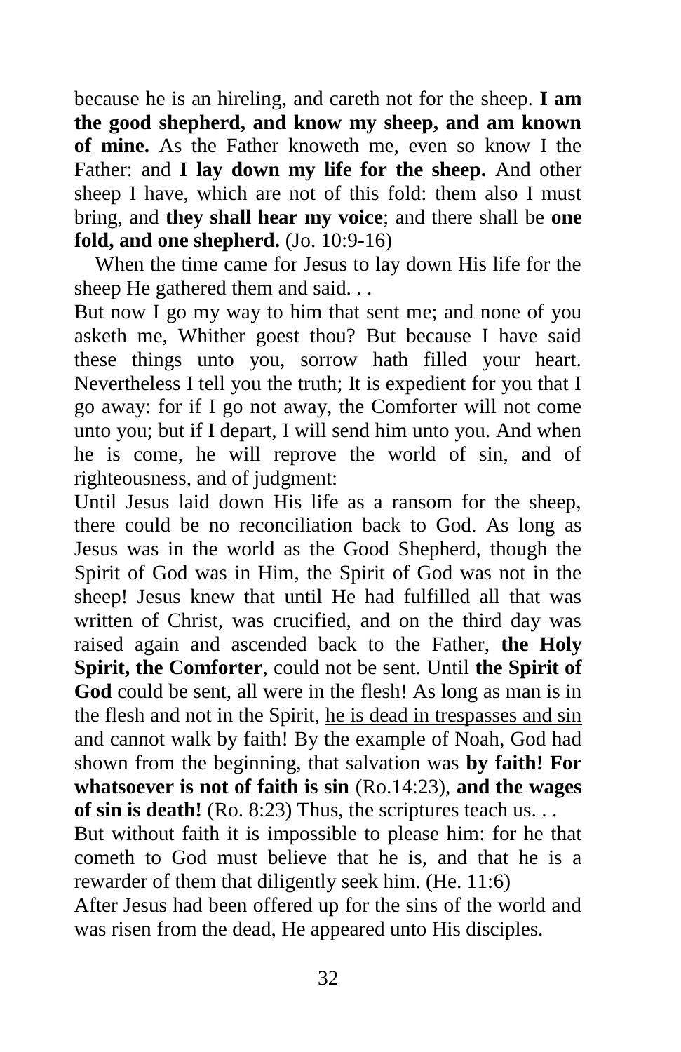because he is an hireling, and careth not for the sheep. **I am the good shepherd, and know my sheep, and am known of mine.** As the Father knoweth me, even so know I the Father: and **I lay down my life for the sheep.** And other sheep I have, which are not of this fold: them also I must bring, and **they shall hear my voice**; and there shall be **one fold, and one shepherd.** (Jo. 10:9-16)

When the time came for Jesus to lay down His life for the sheep He gathered them and said. . .

But now I go my way to him that sent me; and none of you asketh me, Whither goest thou? But because I have said these things unto you, sorrow hath filled your heart. Nevertheless I tell you the truth; It is expedient for you that I go away: for if I go not away, the Comforter will not come unto you; but if I depart, I will send him unto you. And when he is come, he will reprove the world of sin, and of righteousness, and of judgment:

Until Jesus laid down His life as a ransom for the sheep, there could be no reconciliation back to God. As long as Jesus was in the world as the Good Shepherd, though the Spirit of God was in Him, the Spirit of God was not in the sheep! Jesus knew that until He had fulfilled all that was written of Christ, was crucified, and on the third day was raised again and ascended back to the Father, **the Holy Spirit, the Comforter**, could not be sent. Until **the Spirit of God** could be sent, <u>all were in the flesh</u>! As long as man is in the flesh and not in the Spirit, <u>he is dead in trespasses and sin</u> and cannot walk by faith! By the example of Noah, God had shown from the beginning, that salvation was **by faith! For whatsoever is not of faith is sin** (Ro.14:23), **and the wages of sin is death!** (Ro. 8:23) Thus, the scriptures teach us. . .

But without faith it is impossible to please him: for he that cometh to God must believe that he is, and that he is a rewarder of them that diligently seek him. (He. 11:6)

After Jesus had been offered up for the sins of the world and was risen from the dead, He appeared unto His disciples.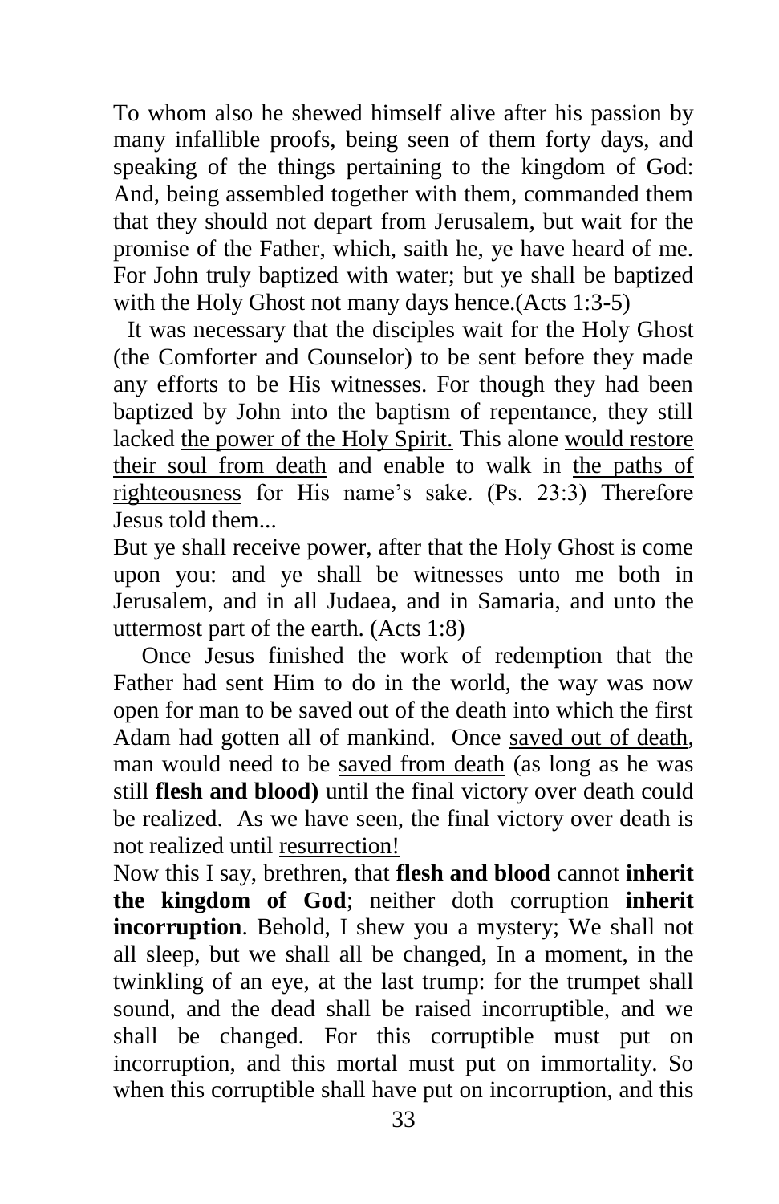To whom also he shewed himself alive after his passion by many infallible proofs, being seen of them forty days, and speaking of the things pertaining to the kingdom of God: And, being assembled together with them, commanded them that they should not depart from Jerusalem, but wait for the promise of the Father, which, saith he, ye have heard of me. For John truly baptized with water; but ye shall be baptized with the Holy Ghost not many days hence.(Acts 1:3-5)

It was necessary that the disciples wait for the Holy Ghost (the Comforter and Counselor) to be sent before they made any efforts to be His witnesses. For though they had been baptized by John into the baptism of repentance, they still lacked <u>the power of the Holy Spirit.</u> This alone <u>would restore their soul from death</u> and enable to walk in <u>the paths of righteousness</u> for His name's sake. (Ps. 23:3) Therefore Jesus told them...

But ye shall receive power, after that the Holy Ghost is come upon you: and ye shall be witnesses unto me both in Jerusalem, and in all Judaea, and in Samaria, and unto the uttermost part of the earth. (Acts 1:8)

Once Jesus finished the work of redemption that the Father had sent Him to do in the world, the way was now open for man to be saved out of the death into which the first Adam had gotten all of mankind. Once <u>saved out of death</u>, man would need to be <u>saved from death</u> (as long as he was still **flesh and blood)** until the final victory over death could be realized. As we have seen, the final victory over death is not realized until <u>resurrection!</u>

Now this I say, brethren, that **flesh and blood** cannot **inherit the kingdom of God**; neither doth corruption **inherit incorruption**. Behold, I shew you a mystery; We shall not all sleep, but we shall all be changed, In a moment, in the twinkling of an eye, at the last trump: for the trumpet shall sound, and the dead shall be raised incorruptible, and we shall be changed. For this corruptible must put on incorruption, and this mortal must put on immortality. So when this corruptible shall have put on incorruption, and this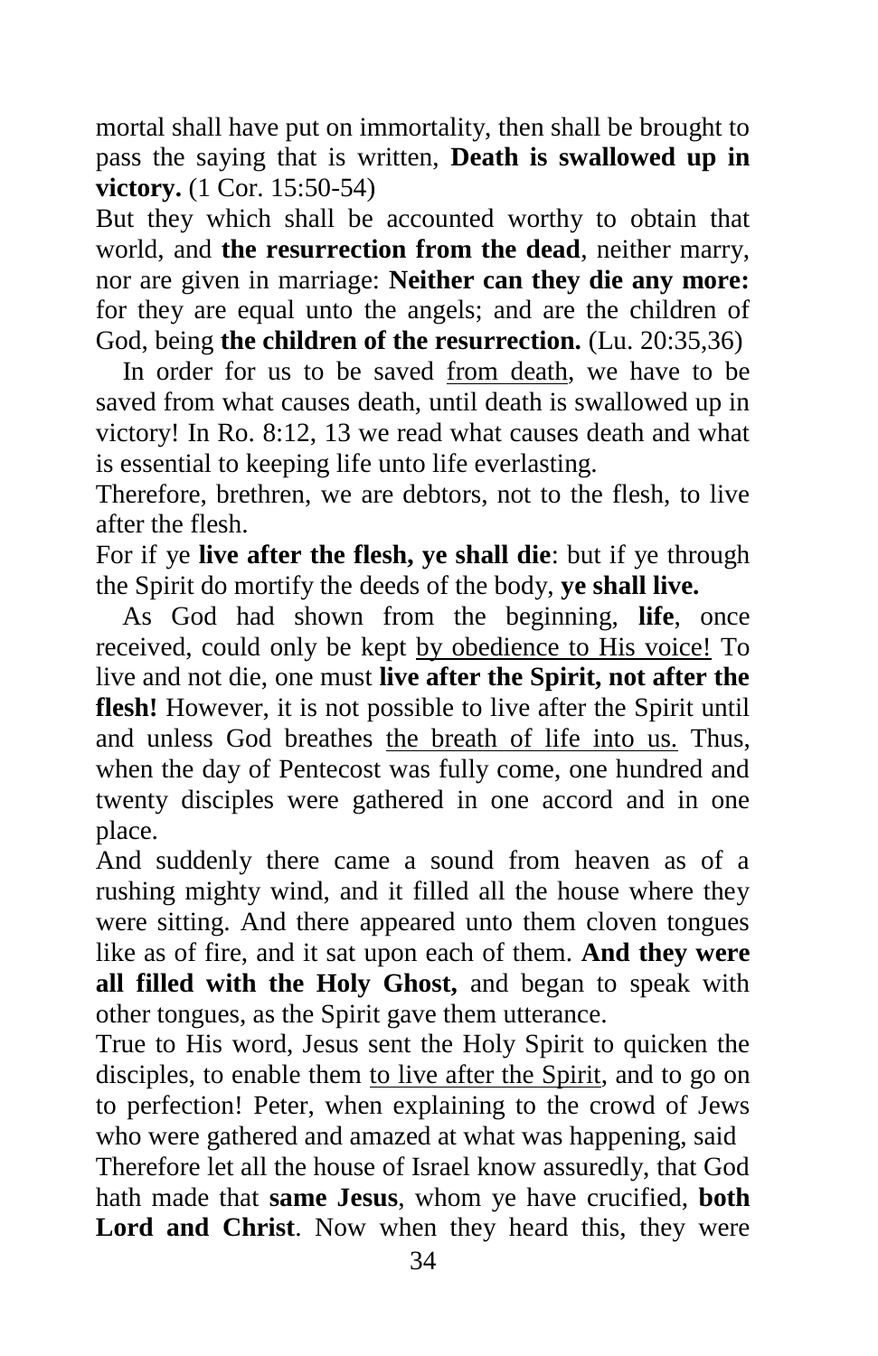mortal shall have put on immortality, then shall be brought to pass the saying that is written, **Death is swallowed up in victory.** (1 Cor. 15:50-54)

But they which shall be accounted worthy to obtain that world, and **the resurrection from the dead**, neither marry, nor are given in marriage: **Neither can they die any more:** for they are equal unto the angels; and are the children of God, being **the children of the resurrection.** (Lu. 20:35,36)

In order for us to be saved <u>from death</u>, we have to be saved from what causes death, until death is swallowed up in victory! In Ro. 8:12, 13 we read what causes death and what is essential to keeping life unto life everlasting.

Therefore, brethren, we are debtors, not to the flesh, to live after the flesh.

For if ye **live after the flesh, ye shall die**: but if ye through the Spirit do mortify the deeds of the body, **ye shall live.**

As God had shown from the beginning, **life**, once received, could only be kept <u>by obedience to His voice!</u> To live and not die, one must **live after the Spirit, not after the flesh!** However, it is not possible to live after the Spirit until and unless God breathes <u>the breath of life into us.</u> Thus, when the day of Pentecost was fully come, one hundred and twenty disciples were gathered in one accord and in one place.

And suddenly there came a sound from heaven as of a rushing mighty wind, and it filled all the house where they were sitting. And there appeared unto them cloven tongues like as of fire, and it sat upon each of them. **And they were all filled with the Holy Ghost,** and began to speak with other tongues, as the Spirit gave them utterance.

True to His word, Jesus sent the Holy Spirit to quicken the disciples, to enable them <u>to live after the Spirit</u>, and to go on to perfection! Peter, when explaining to the crowd of Jews who were gathered and amazed at what was happening, said

Therefore let all the house of Israel know assuredly, that God hath made that **same Jesus**, whom ye have crucified, **both Lord and Christ**. Now when they heard this, they were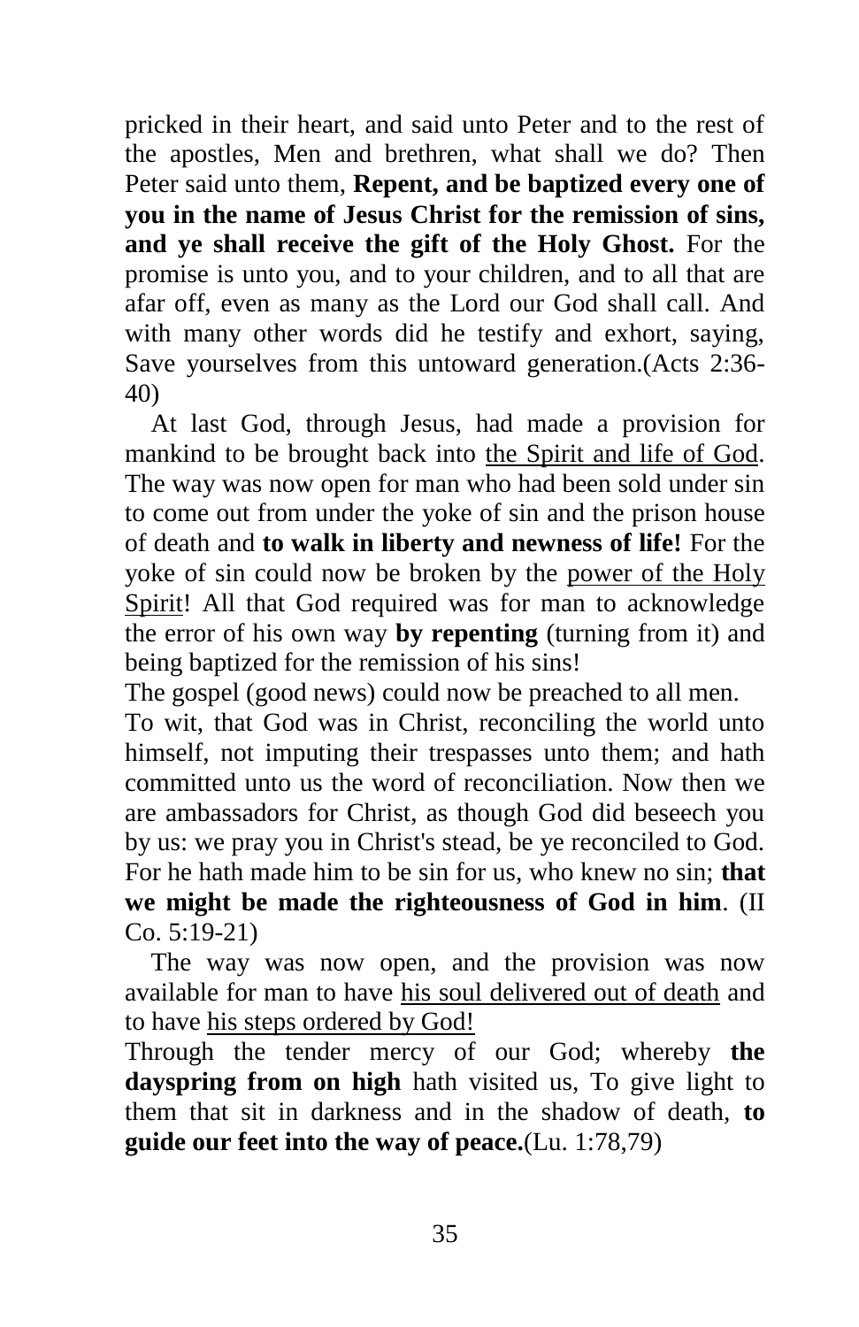pricked in their heart, and said unto Peter and to the rest of the apostles, Men and brethren, what shall we do? Then Peter said unto them, **Repent, and be baptized every one of you in the name of Jesus Christ for the remission of sins, and ye shall receive the gift of the Holy Ghost.** For the promise is unto you, and to your children, and to all that are afar off, even as many as the Lord our God shall call. And with many other words did he testify and exhort, saying, Save yourselves from this untoward generation.(Acts 2:36-40)

At last God, through Jesus, had made a provision for mankind to be brought back into <u>the Spirit and life of God</u>. The way was now open for man who had been sold under sin to come out from under the yoke of sin and the prison house of death and **to walk in liberty and newness of life!** For the yoke of sin could now be broken by the <u>power of the Holy Spirit</u>! All that God required was for man to acknowledge the error of his own way **by repenting** (turning from it) and being baptized for the remission of his sins!

The gospel (good news) could now be preached to all men.

To wit, that God was in Christ, reconciling the world unto himself, not imputing their trespasses unto them; and hath committed unto us the word of reconciliation. Now then we are ambassadors for Christ, as though God did beseech you by us: we pray you in Christ's stead, be ye reconciled to God. For he hath made him to be sin for us, who knew no sin; **that we might be made the righteousness of God in him**. (II Co. 5:19-21)

The way was now open, and the provision was now available for man to have <u>his soul delivered out of death</u> and to have <u>his steps ordered by God!</u>

Through the tender mercy of our God; whereby **the dayspring from on high** hath visited us, To give light to them that sit in darkness and in the shadow of death, **to guide our feet into the way of peace.**(Lu. 1:78,79)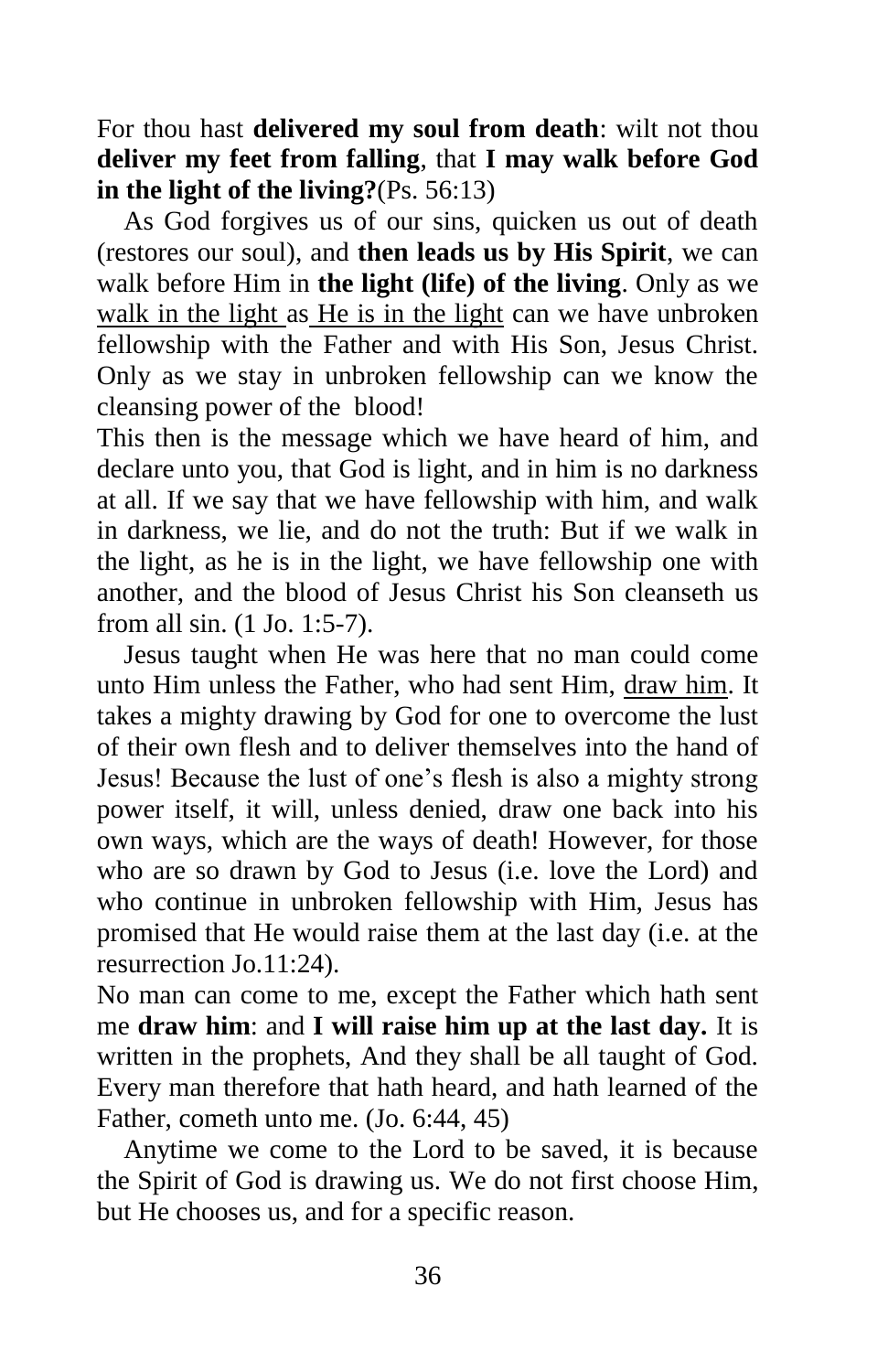For thou hast **delivered my soul from death**: wilt not thou **deliver my feet from falling**, that **I may walk before God in the light of the living?**(Ps. 56:13)

As God forgives us of our sins, quicken us out of death (restores our soul), and **then leads us by His Spirit**, we can walk before Him in **the light (life) of the living**. Only as we <u>walk in the light </u>as<u> He is in the light</u> can we have unbroken fellowship with the Father and with His Son, Jesus Christ. Only as we stay in unbroken fellowship can we know the cleansing power of the blood!

This then is the message which we have heard of him, and declare unto you, that God is light, and in him is no darkness at all. If we say that we have fellowship with him, and walk in darkness, we lie, and do not the truth: But if we walk in the light, as he is in the light, we have fellowship one with another, and the blood of Jesus Christ his Son cleanseth us from all sin. (1 Jo. 1:5-7).

Jesus taught when He was here that no man could come unto Him unless the Father, who had sent Him, <u>draw him</u>. It takes a mighty drawing by God for one to overcome the lust of their own flesh and to deliver themselves into the hand of Jesus! Because the lust of one's flesh is also a mighty strong power itself, it will, unless denied, draw one back into his own ways, which are the ways of death! However, for those who are so drawn by God to Jesus (i.e. love the Lord) and who continue in unbroken fellowship with Him, Jesus has promised that He would raise them at the last day (i.e. at the resurrection Jo.11:24).

No man can come to me, except the Father which hath sent me **draw him**: and **I will raise him up at the last day.** It is written in the prophets, And they shall be all taught of God. Every man therefore that hath heard, and hath learned of the Father, cometh unto me. (Jo. 6:44, 45)

Anytime we come to the Lord to be saved, it is because the Spirit of God is drawing us. We do not first choose Him, but He chooses us, and for a specific reason.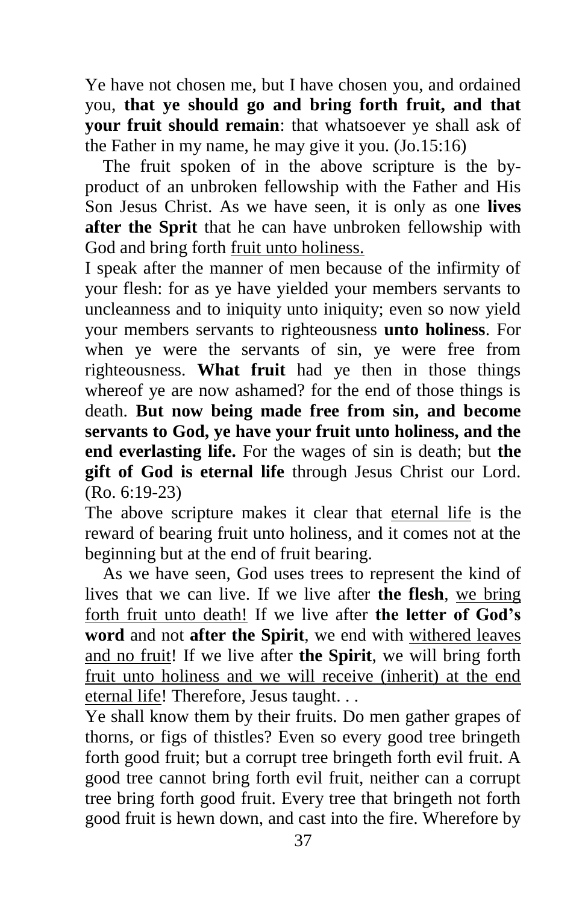Ye have not chosen me, but I have chosen you, and ordained you, **that ye should go and bring forth fruit, and that your fruit should remain**: that whatsoever ye shall ask of the Father in my name, he may give it you. (Jo.15:16)

The fruit spoken of in the above scripture is the by-product of an unbroken fellowship with the Father and His Son Jesus Christ. As we have seen, it is only as one **lives after the Sprit** that he can have unbroken fellowship with God and bring forth <u>fruit unto holiness.</u>

I speak after the manner of men because of the infirmity of your flesh: for as ye have yielded your members servants to uncleanness and to iniquity unto iniquity; even so now yield your members servants to righteousness **unto holiness**. For when ye were the servants of sin, ye were free from righteousness. **What fruit** had ye then in those things whereof ye are now ashamed? for the end of those things is death. **But now being made free from sin, and become servants to God, ye have your fruit unto holiness, and the end everlasting life.** For the wages of sin is death; but **the gift of God is eternal life** through Jesus Christ our Lord. (Ro. 6:19-23)

The above scripture makes it clear that <u>eternal life</u> is the reward of bearing fruit unto holiness, and it comes not at the beginning but at the end of fruit bearing.

As we have seen, God uses trees to represent the kind of lives that we can live. If we live after **the flesh**, <u>we bring forth fruit unto death!</u> If we live after **the letter of God's word** and not **after the Spirit**, we end with <u>withered leaves and no fruit</u>! If we live after **the Spirit**, we will bring forth <u>fruit unto holiness and we will receive (inherit) at the end eternal life</u>! Therefore, Jesus taught. . .

Ye shall know them by their fruits. Do men gather grapes of thorns, or figs of thistles? Even so every good tree bringeth forth good fruit; but a corrupt tree bringeth forth evil fruit. A good tree cannot bring forth evil fruit, neither can a corrupt tree bring forth good fruit. Every tree that bringeth not forth good fruit is hewn down, and cast into the fire. Wherefore by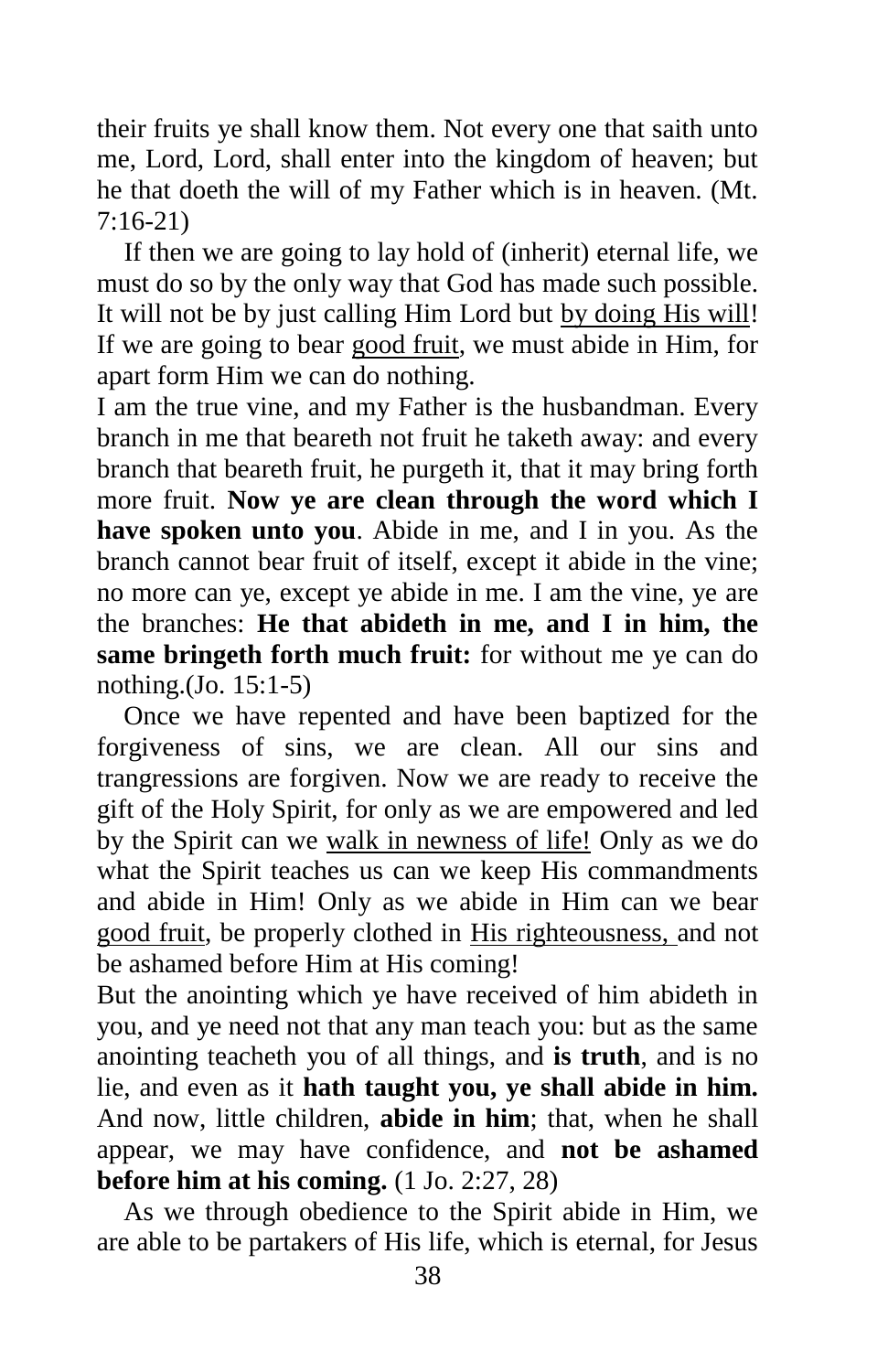their fruits ye shall know them. Not every one that saith unto me, Lord, Lord, shall enter into the kingdom of heaven; but he that doeth the will of my Father which is in heaven. (Mt. 7:16-21)

If then we are going to lay hold of (inherit) eternal life, we must do so by the only way that God has made such possible. It will not be by just calling Him Lord but <u>by doing His will</u>! If we are going to bear <u>good fruit</u>, we must abide in Him, for apart form Him we can do nothing.

I am the true vine, and my Father is the husbandman. Every branch in me that beareth not fruit he taketh away: and every branch that beareth fruit, he purgeth it, that it may bring forth more fruit. **Now ye are clean through the word which I have spoken unto you**. Abide in me, and I in you. As the branch cannot bear fruit of itself, except it abide in the vine; no more can ye, except ye abide in me. I am the vine, ye are the branches: **He that abideth in me, and I in him, the same bringeth forth much fruit:** for without me ye can do nothing.(Jo. 15:1-5)

Once we have repented and have been baptized for the forgiveness of sins, we are clean. All our sins and trangressions are forgiven. Now we are ready to receive the gift of the Holy Spirit, for only as we are empowered and led by the Spirit can we <u>walk in newness of life!</u> Only as we do what the Spirit teaches us can we keep His commandments and abide in Him! Only as we abide in Him can we bear <u>good fruit</u>, be properly clothed in <u>His righteousness,</u> and not be ashamed before Him at His coming!

But the anointing which ye have received of him abideth in you, and ye need not that any man teach you: but as the same anointing teacheth you of all things, and **is truth**, and is no lie, and even as it **hath taught you, ye shall abide in him.** And now, little children, **abide in him**; that, when he shall appear, we may have confidence, and **not be ashamed before him at his coming.** (1 Jo. 2:27, 28)

As we through obedience to the Spirit abide in Him, we are able to be partakers of His life, which is eternal, for Jesus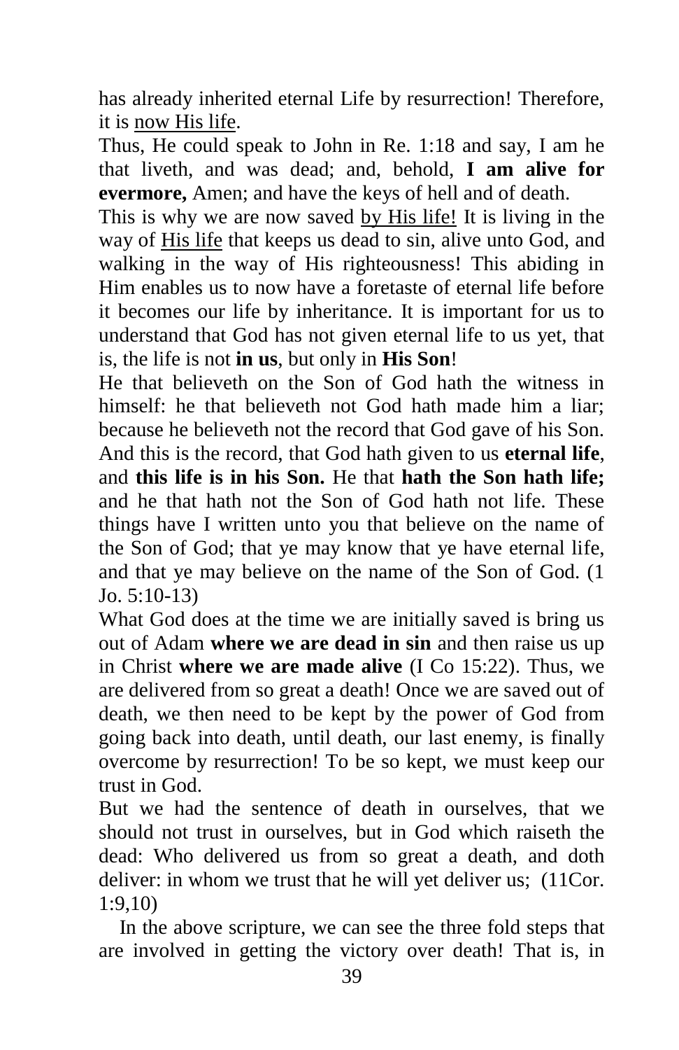has already inherited eternal Life by resurrection! Therefore, it is <u>now His life</u>.

Thus, He could speak to John in Re. 1:18 and say, I am he that liveth, and was dead; and, behold, **I am alive for evermore,** Amen; and have the keys of hell and of death.

This is why we are now saved <u>by His life!</u> It is living in the way of <u>His life</u> that keeps us dead to sin, alive unto God, and walking in the way of His righteousness! This abiding in Him enables us to now have a foretaste of eternal life before it becomes our life by inheritance. It is important for us to understand that God has not given eternal life to us yet, that is, the life is not **in us**, but only in **His Son**!

He that believeth on the Son of God hath the witness in himself: he that believeth not God hath made him a liar; because he believeth not the record that God gave of his Son. And this is the record, that God hath given to us **eternal life**, and **this life is in his Son.** He that **hath the Son hath life;** and he that hath not the Son of God hath not life. These things have I written unto you that believe on the name of the Son of God; that ye may know that ye have eternal life, and that ye may believe on the name of the Son of God. (1 Jo. 5:10-13)

What God does at the time we are initially saved is bring us out of Adam **where we are dead in sin** and then raise us up in Christ **where we are made alive** (I Co 15:22). Thus, we are delivered from so great a death! Once we are saved out of death, we then need to be kept by the power of God from going back into death, until death, our last enemy, is finally overcome by resurrection! To be so kept, we must keep our trust in God.

But we had the sentence of death in ourselves, that we should not trust in ourselves, but in God which raiseth the dead: Who delivered us from so great a death, and doth deliver: in whom we trust that he will yet deliver us; (11Cor. 1:9,10)

In the above scripture, we can see the three fold steps that are involved in getting the victory over death! That is, in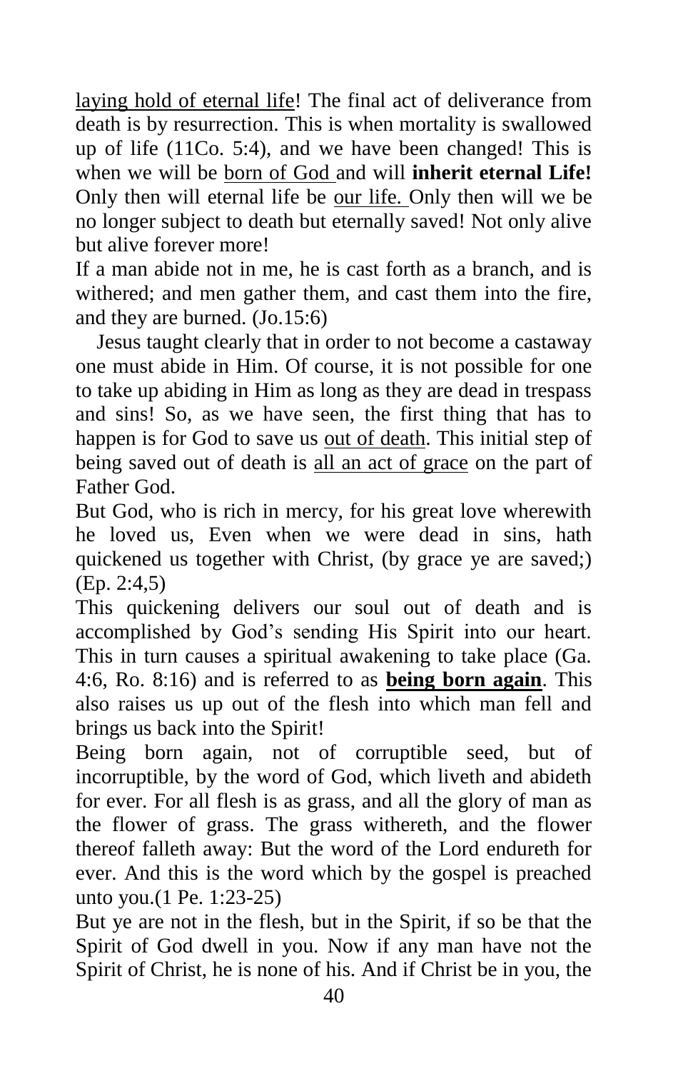<u>laying hold of eternal life</u>! The final act of deliverance from death is by resurrection. This is when mortality is swallowed up of life (11Co. 5:4), and we have been changed! This is when we will be <u>born of God</u> and will **inherit eternal Life!** Only then will eternal life be <u>our life.</u> Only then will we be no longer subject to death but eternally saved! Not only alive but alive forever more!

If a man abide not in me, he is cast forth as a branch, and is withered; and men gather them, and cast them into the fire, and they are burned. (Jo.15:6)

Jesus taught clearly that in order to not become a castaway one must abide in Him. Of course, it is not possible for one to take up abiding in Him as long as they are dead in trespass and sins! So, as we have seen, the first thing that has to happen is for God to save us <u>out of death</u>. This initial step of being saved out of death is <u>all an act of grace</u> on the part of Father God.

But God, who is rich in mercy, for his great love wherewith he loved us, Even when we were dead in sins, hath quickened us together with Christ, (by grace ye are saved;) (Ep. 2:4,5)

This quickening delivers our soul out of death and is accomplished by God's sending His Spirit into our heart. This in turn causes a spiritual awakening to take place (Ga. 4:6, Ro. 8:16) and is referred to as <u>**being born again**</u>. This also raises us up out of the flesh into which man fell and brings us back into the Spirit!

Being born again, not of corruptible seed, but of incorruptible, by the word of God, which liveth and abideth for ever. For all flesh is as grass, and all the glory of man as the flower of grass. The grass withereth, and the flower thereof falleth away: But the word of the Lord endureth for ever. And this is the word which by the gospel is preached unto you.(1 Pe. 1:23-25)

But ye are not in the flesh, but in the Spirit, if so be that the Spirit of God dwell in you. Now if any man have not the Spirit of Christ, he is none of his. And if Christ be in you, the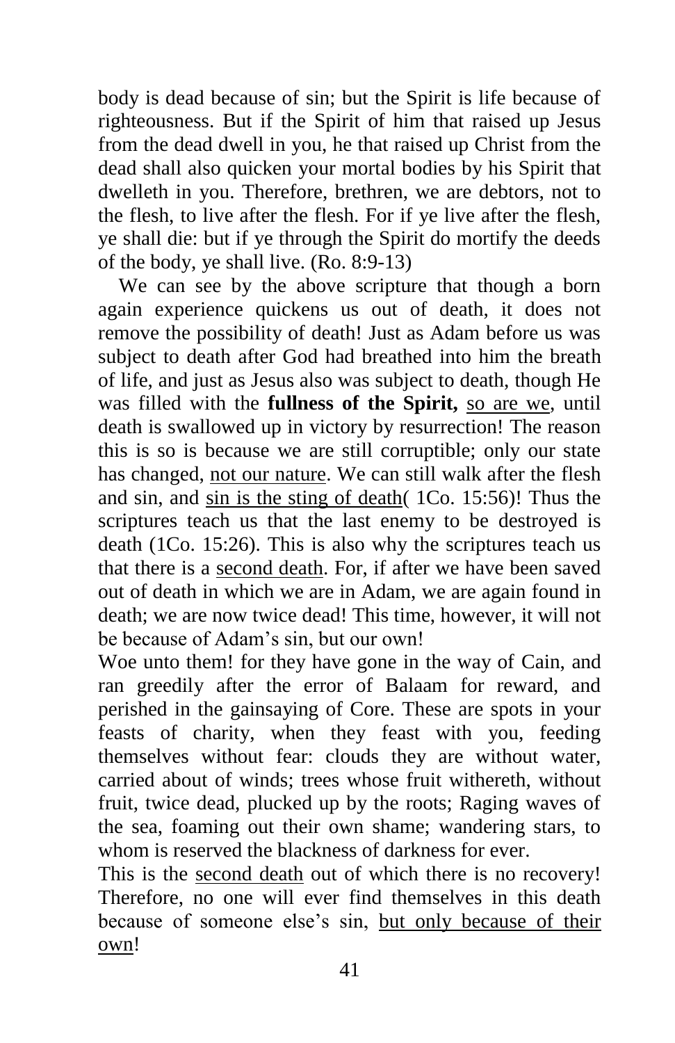body is dead because of sin; but the Spirit is life because of righteousness. But if the Spirit of him that raised up Jesus from the dead dwell in you, he that raised up Christ from the dead shall also quicken your mortal bodies by his Spirit that dwelleth in you. Therefore, brethren, we are debtors, not to the flesh, to live after the flesh. For if ye live after the flesh, ye shall die: but if ye through the Spirit do mortify the deeds of the body, ye shall live. (Ro. 8:9-13)

We can see by the above scripture that though a born again experience quickens us out of death, it does not remove the possibility of death! Just as Adam before us was subject to death after God had breathed into him the breath of life, and just as Jesus also was subject to death, though He was filled with the **fullness of the Spirit,** <u>so are we</u>, until death is swallowed up in victory by resurrection! The reason this is so is because we are still corruptible; only our state has changed, <u>not our nature</u>. We can still walk after the flesh and sin, and <u>sin is the sting of death</u>( 1Co. 15:56)! Thus the scriptures teach us that the last enemy to be destroyed is death (1Co. 15:26). This is also why the scriptures teach us that there is a <u>second death</u>. For, if after we have been saved out of death in which we are in Adam, we are again found in death; we are now twice dead! This time, however, it will not be because of Adam's sin, but our own!

Woe unto them! for they have gone in the way of Cain, and ran greedily after the error of Balaam for reward, and perished in the gainsaying of Core. These are spots in your feasts of charity, when they feast with you, feeding themselves without fear: clouds they are without water, carried about of winds; trees whose fruit withereth, without fruit, twice dead, plucked up by the roots; Raging waves of the sea, foaming out their own shame; wandering stars, to whom is reserved the blackness of darkness for ever.

This is the <u>second death</u> out of which there is no recovery! Therefore, no one will ever find themselves in this death because of someone else's sin, <u>but only because of their own</u>!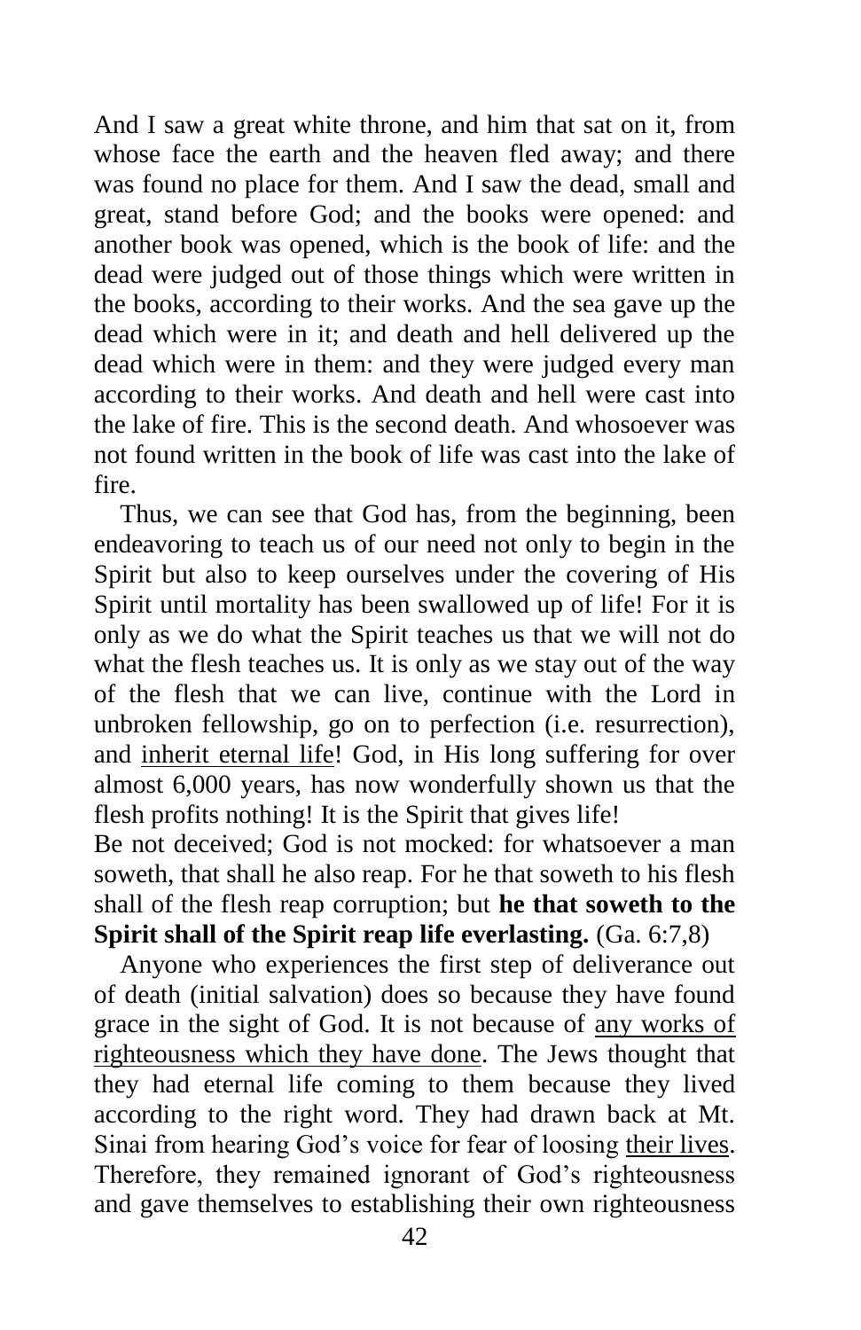And I saw a great white throne, and him that sat on it, from whose face the earth and the heaven fled away; and there was found no place for them. And I saw the dead, small and great, stand before God; and the books were opened: and another book was opened, which is the book of life: and the dead were judged out of those things which were written in the books, according to their works. And the sea gave up the dead which were in it; and death and hell delivered up the dead which were in them: and they were judged every man according to their works. And death and hell were cast into the lake of fire. This is the second death. And whosoever was not found written in the book of life was cast into the lake of fire.

Thus, we can see that God has, from the beginning, been endeavoring to teach us of our need not only to begin in the Spirit but also to keep ourselves under the covering of His Spirit until mortality has been swallowed up of life! For it is only as we do what the Spirit teaches us that we will not do what the flesh teaches us. It is only as we stay out of the way of the flesh that we can live, continue with the Lord in unbroken fellowship, go on to perfection (i.e. resurrection), and <u>inherit eternal life</u>! God, in His long suffering for over almost 6,000 years, has now wonderfully shown us that the flesh profits nothing! It is the Spirit that gives life!

Be not deceived; God is not mocked: for whatsoever a man soweth, that shall he also reap. For he that soweth to his flesh shall of the flesh reap corruption; but **he that soweth to the Spirit shall of the Spirit reap life everlasting.** (Ga. 6:7,8)

Anyone who experiences the first step of deliverance out of death (initial salvation) does so because they have found grace in the sight of God. It is not because of <u>any works of righteousness which they have done</u>. The Jews thought that they had eternal life coming to them because they lived according to the right word. They had drawn back at Mt. Sinai from hearing God's voice for fear of loosing <u>their lives</u>. Therefore, they remained ignorant of God's righteousness and gave themselves to establishing their own righteousness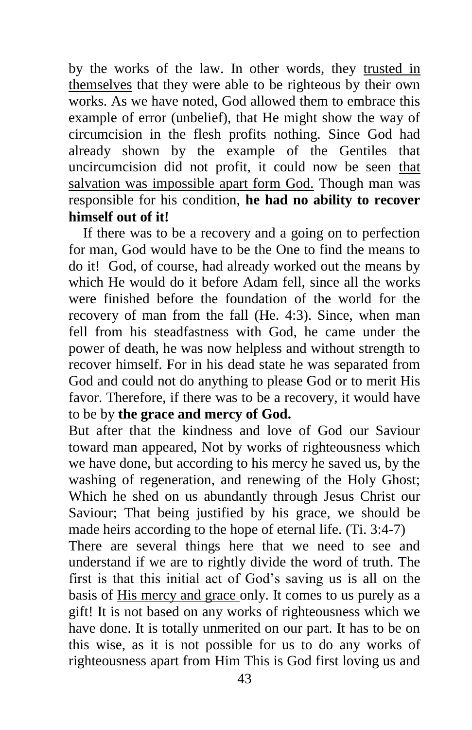by the works of the law. In other words, they trusted in themselves that they were able to be righteous by their own works. As we have noted, God allowed them to embrace this example of error (unbelief), that He might show the way of circumcision in the flesh profits nothing. Since God had already shown by the example of the Gentiles that uncircumcision did not profit, it could now be seen that salvation was impossible apart form God. Though man was responsible for his condition, **he had no ability to recover himself out of it!**

If there was to be a recovery and a going on to perfection for man, God would have to be the One to find the means to do it! God, of course, had already worked out the means by which He would do it before Adam fell, since all the works were finished before the foundation of the world for the recovery of man from the fall (He. 4:3). Since, when man fell from his steadfastness with God, he came under the power of death, he was now helpless and without strength to recover himself. For in his dead state he was separated from God and could not do anything to please God or to merit His favor. Therefore, if there was to be a recovery, it would have to be by **the grace and mercy of God.**

But after that the kindness and love of God our Saviour toward man appeared, Not by works of righteousness which we have done, but according to his mercy he saved us, by the washing of regeneration, and renewing of the Holy Ghost; Which he shed on us abundantly through Jesus Christ our Saviour; That being justified by his grace, we should be made heirs according to the hope of eternal life. (Ti. 3:4-7)

There are several things here that we need to see and understand if we are to rightly divide the word of truth. The first is that this initial act of God's saving us is all on the basis of His mercy and grace only. It comes to us purely as a gift! It is not based on any works of righteousness which we have done. It is totally unmerited on our part. It has to be on this wise, as it is not possible for us to do any works of righteousness apart from Him This is God first loving us and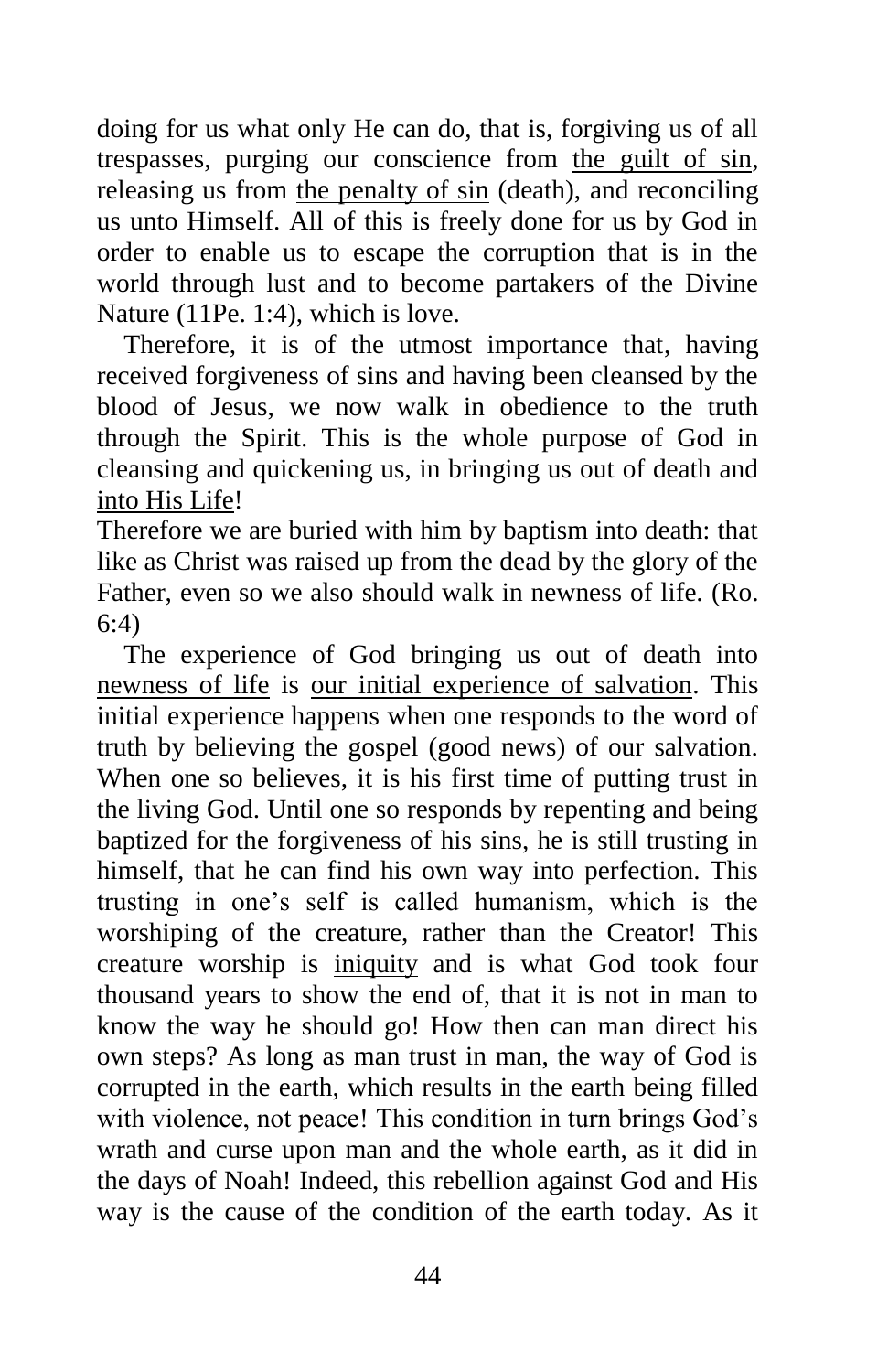doing for us what only He can do, that is, forgiving us of all trespasses, purging our conscience from <u>the guilt of sin</u>, releasing us from <u>the penalty of sin</u> (death), and reconciling us unto Himself. All of this is freely done for us by God in order to enable us to escape the corruption that is in the world through lust and to become partakers of the Divine Nature (11Pe. 1:4), which is love.

Therefore, it is of the utmost importance that, having received forgiveness of sins and having been cleansed by the blood of Jesus, we now walk in obedience to the truth through the Spirit. This is the whole purpose of God in cleansing and quickening us, in bringing us out of death and <u>into His Life</u>!

Therefore we are buried with him by baptism into death: that like as Christ was raised up from the dead by the glory of the Father, even so we also should walk in newness of life. (Ro. 6:4)

The experience of God bringing us out of death into <u>newness of life</u> is <u>our initial experience of salvation</u>. This initial experience happens when one responds to the word of truth by believing the gospel (good news) of our salvation. When one so believes, it is his first time of putting trust in the living God. Until one so responds by repenting and being baptized for the forgiveness of his sins, he is still trusting in himself, that he can find his own way into perfection. This trusting in one's self is called humanism, which is the worshiping of the creature, rather than the Creator! This creature worship is <u>iniquity</u> and is what God took four thousand years to show the end of, that it is not in man to know the way he should go! How then can man direct his own steps? As long as man trust in man, the way of God is corrupted in the earth, which results in the earth being filled with violence, not peace! This condition in turn brings God's wrath and curse upon man and the whole earth, as it did in the days of Noah! Indeed, this rebellion against God and His way is the cause of the condition of the earth today. As it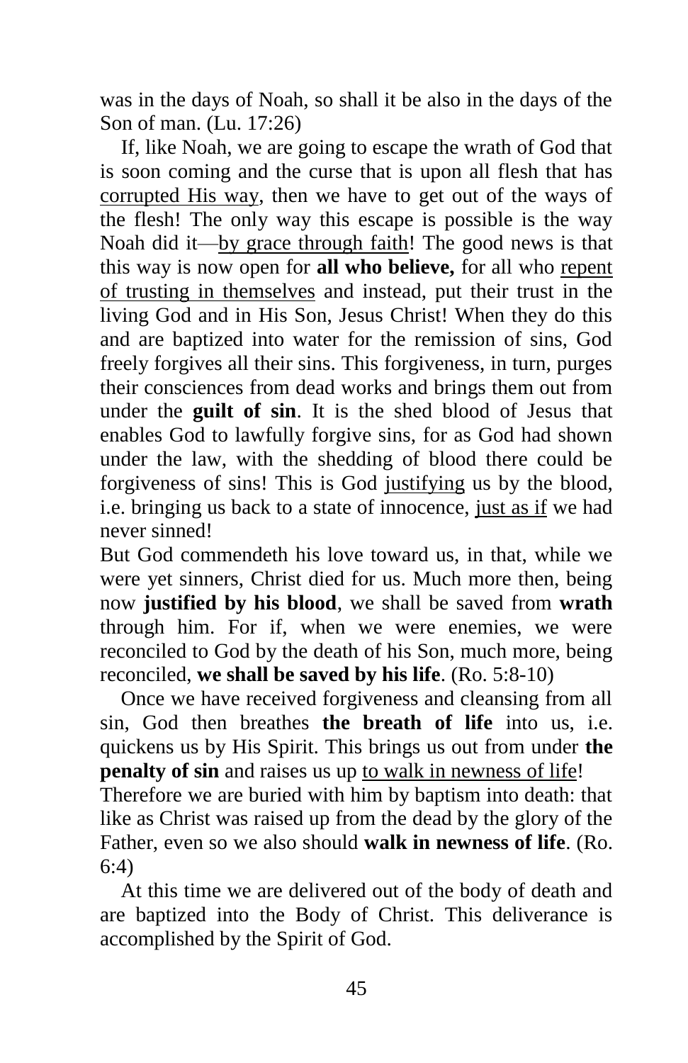was in the days of Noah, so shall it be also in the days of the Son of man. (Lu. 17:26)

If, like Noah, we are going to escape the wrath of God that is soon coming and the curse that is upon all flesh that has corrupted His way, then we have to get out of the ways of the flesh! The only way this escape is possible is the way Noah did it—by grace through faith! The good news is that this way is now open for **all who believe,** for all who repent of trusting in themselves and instead, put their trust in the living God and in His Son, Jesus Christ! When they do this and are baptized into water for the remission of sins, God freely forgives all their sins. This forgiveness, in turn, purges their consciences from dead works and brings them out from under the **guilt of sin**. It is the shed blood of Jesus that enables God to lawfully forgive sins, for as God had shown under the law, with the shedding of blood there could be forgiveness of sins! This is God justifying us by the blood, i.e. bringing us back to a state of innocence, just as if we had never sinned!

But God commendeth his love toward us, in that, while we were yet sinners, Christ died for us. Much more then, being now **justified by his blood**, we shall be saved from **wrath** through him. For if, when we were enemies, we were reconciled to God by the death of his Son, much more, being reconciled, **we shall be saved by his life**. (Ro. 5:8-10)

Once we have received forgiveness and cleansing from all sin, God then breathes **the breath of life** into us, i.e. quickens us by His Spirit. This brings us out from under **the penalty of sin** and raises us up to walk in newness of life!

Therefore we are buried with him by baptism into death: that like as Christ was raised up from the dead by the glory of the Father, even so we also should **walk in newness of life**. (Ro. 6:4)

At this time we are delivered out of the body of death and are baptized into the Body of Christ. This deliverance is accomplished by the Spirit of God.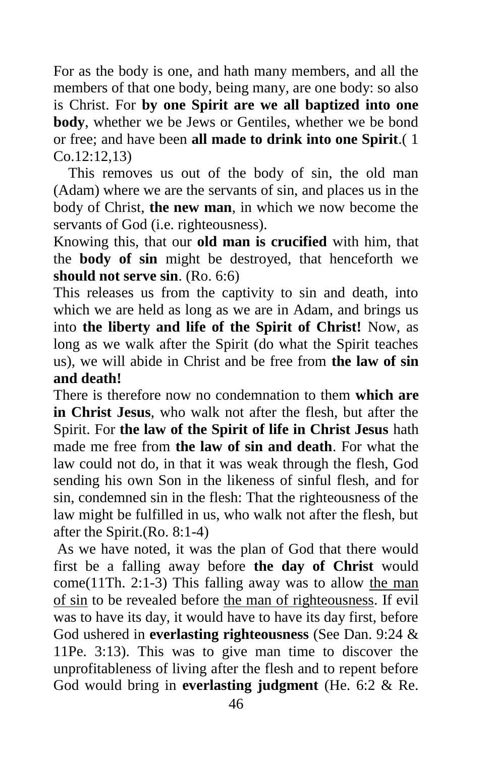For as the body is one, and hath many members, and all the members of that one body, being many, are one body: so also is Christ. For **by one Spirit are we all baptized into one body**, whether we be Jews or Gentiles, whether we be bond or free; and have been **all made to drink into one Spirit**.( 1 Co.12:12,13)

This removes us out of the body of sin, the old man (Adam) where we are the servants of sin, and places us in the body of Christ, **the new man**, in which we now become the servants of God (i.e. righteousness).

Knowing this, that our **old man is crucified** with him, that the **body of sin** might be destroyed, that henceforth we **should not serve sin**. (Ro. 6:6)

This releases us from the captivity to sin and death, into which we are held as long as we are in Adam, and brings us into **the liberty and life of the Spirit of Christ!** Now, as long as we walk after the Spirit (do what the Spirit teaches us), we will abide in Christ and be free from **the law of sin and death!**

There is therefore now no condemnation to them **which are in Christ Jesus**, who walk not after the flesh, but after the Spirit. For **the law of the Spirit of life in Christ Jesus** hath made me free from **the law of sin and death**. For what the law could not do, in that it was weak through the flesh, God sending his own Son in the likeness of sinful flesh, and for sin, condemned sin in the flesh: That the righteousness of the law might be fulfilled in us, who walk not after the flesh, but after the Spirit.(Ro. 8:1-4)

As we have noted, it was the plan of God that there would first be a falling away before **the day of Christ** would come(11Th. 2:1-3) This falling away was to allow <u>the man of sin</u> to be revealed before <u>the man of righteousness</u>. If evil was to have its day, it would have to have its day first, before God ushered in **everlasting righteousness** (See Dan. 9:24 & 11Pe. 3:13). This was to give man time to discover the unprofitableness of living after the flesh and to repent before God would bring in **everlasting judgment** (He. 6:2 & Re.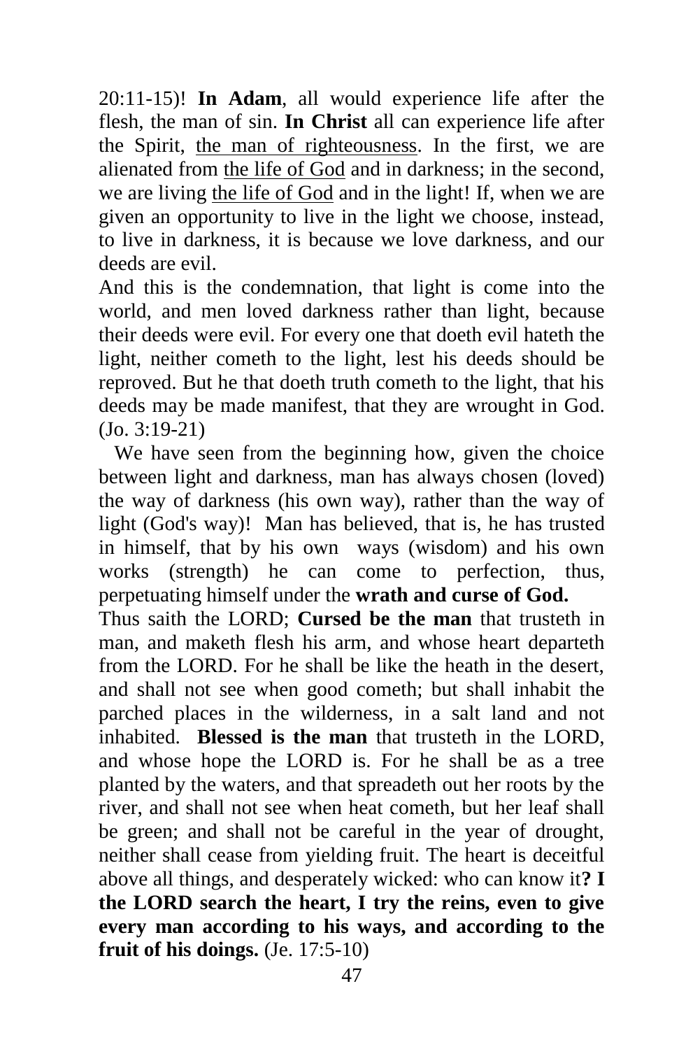20:11-15)! **In Adam**, all would experience life after the flesh, the man of sin. **In Christ** all can experience life after the Spirit, <u>the man of righteousness</u>. In the first, we are alienated from <u>the life of God</u> and in darkness; in the second, we are living <u>the life of God</u> and in the light! If, when we are given an opportunity to live in the light we choose, instead, to live in darkness, it is because we love darkness, and our deeds are evil.

And this is the condemnation, that light is come into the world, and men loved darkness rather than light, because their deeds were evil. For every one that doeth evil hateth the light, neither cometh to the light, lest his deeds should be reproved. But he that doeth truth cometh to the light, that his deeds may be made manifest, that they are wrought in God. (Jo. 3:19-21)

We have seen from the beginning how, given the choice between light and darkness, man has always chosen (loved) the way of darkness (his own way), rather than the way of light (God's way)! Man has believed, that is, he has trusted in himself, that by his own ways (wisdom) and his own works (strength) he can come to perfection, thus, perpetuating himself under the **wrath and curse of God.**

Thus saith the LORD; **Cursed be the man** that trusteth in man, and maketh flesh his arm, and whose heart departeth from the LORD. For he shall be like the heath in the desert, and shall not see when good cometh; but shall inhabit the parched places in the wilderness, in a salt land and not inhabited. **Blessed is the man** that trusteth in the LORD, and whose hope the LORD is. For he shall be as a tree planted by the waters, and that spreadeth out her roots by the river, and shall not see when heat cometh, but her leaf shall be green; and shall not be careful in the year of drought, neither shall cease from yielding fruit. The heart is deceitful above all things, and desperately wicked: who can know it**? I the LORD search the heart, I try the reins, even to give every man according to his ways, and according to the fruit of his doings.** (Je. 17:5-10)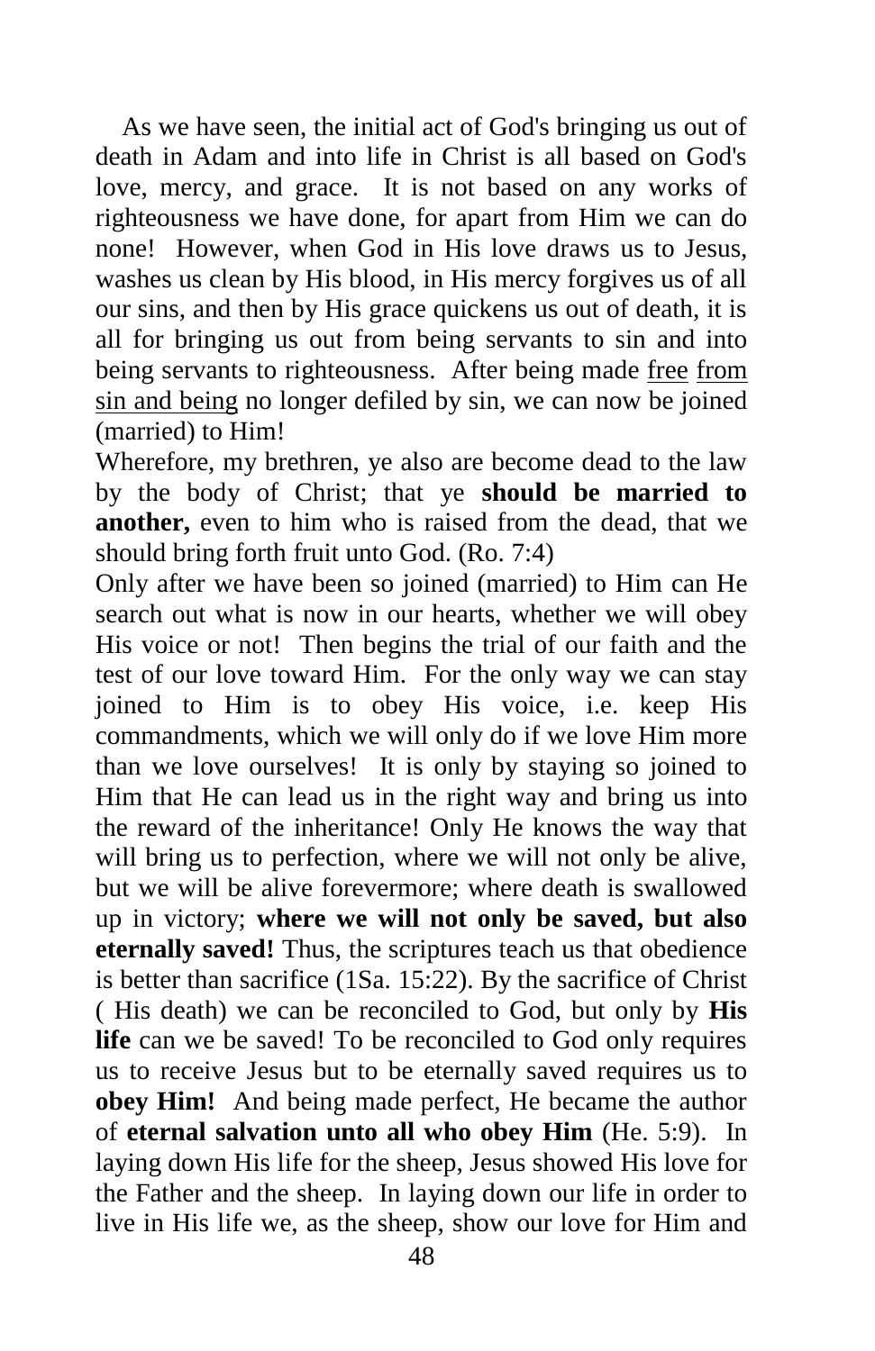As we have seen, the initial act of God's bringing us out of death in Adam and into life in Christ is all based on God's love, mercy, and grace. It is not based on any works of righteousness we have done, for apart from Him we can do none! However, when God in His love draws us to Jesus, washes us clean by His blood, in His mercy forgives us of all our sins, and then by His grace quickens us out of death, it is all for bringing us out from being servants to sin and into being servants to righteousness. After being made free from sin and being no longer defiled by sin, we can now be joined (married) to Him!

Wherefore, my brethren, ye also are become dead to the law by the body of Christ; that ye **should be married to another,** even to him who is raised from the dead, that we should bring forth fruit unto God. (Ro. 7:4)

Only after we have been so joined (married) to Him can He search out what is now in our hearts, whether we will obey His voice or not! Then begins the trial of our faith and the test of our love toward Him. For the only way we can stay joined to Him is to obey His voice, i.e. keep His commandments, which we will only do if we love Him more than we love ourselves! It is only by staying so joined to Him that He can lead us in the right way and bring us into the reward of the inheritance! Only He knows the way that will bring us to perfection, where we will not only be alive, but we will be alive forevermore; where death is swallowed up in victory; **where we will not only be saved, but also eternally saved!** Thus, the scriptures teach us that obedience is better than sacrifice (1Sa. 15:22). By the sacrifice of Christ ( His death) we can be reconciled to God, but only by **His life** can we be saved! To be reconciled to God only requires us to receive Jesus but to be eternally saved requires us to **obey Him!** And being made perfect, He became the author of **eternal salvation unto all who obey Him** (He. 5:9). In laying down His life for the sheep, Jesus showed His love for the Father and the sheep. In laying down our life in order to live in His life we, as the sheep, show our love for Him and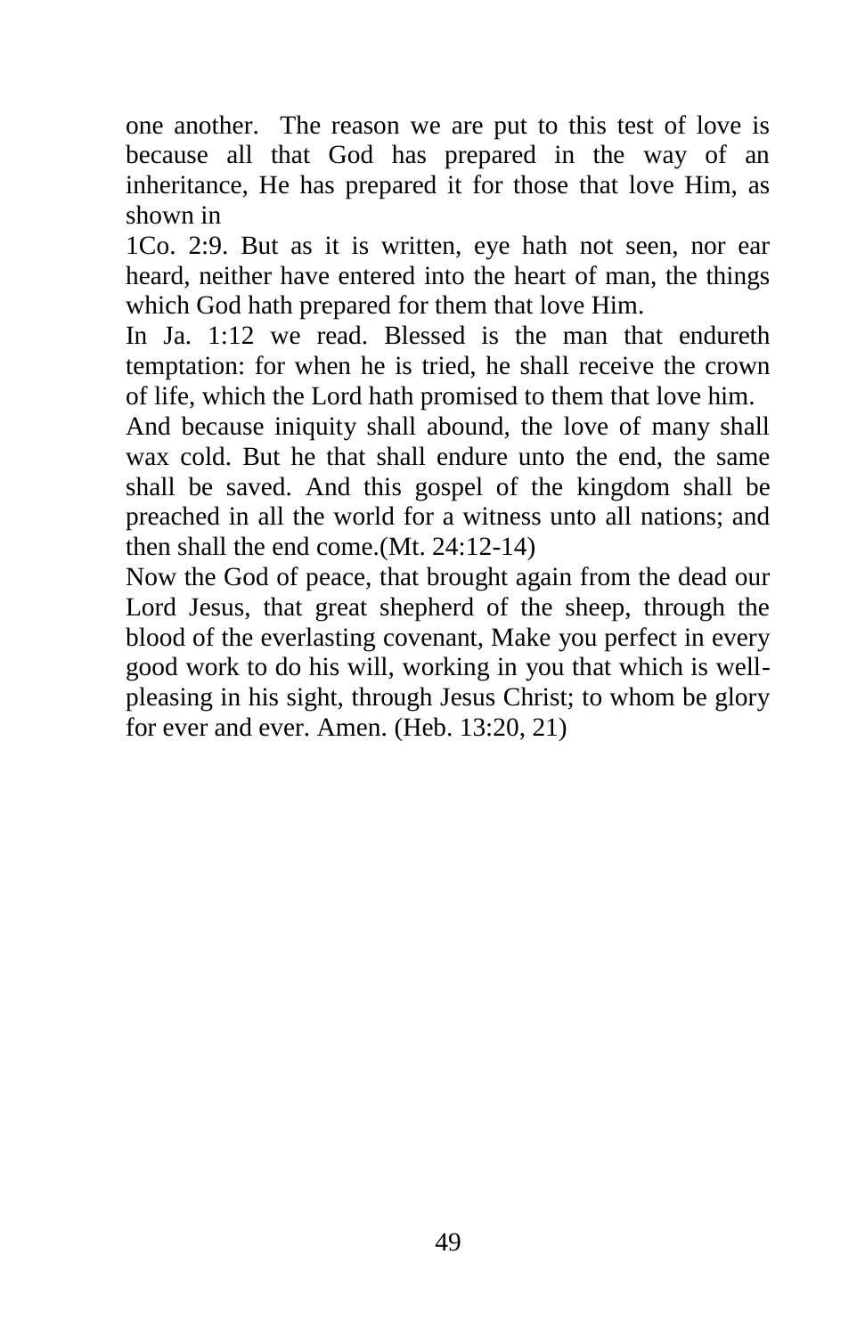one another. The reason we are put to this test of love is because all that God has prepared in the way of an inheritance, He has prepared it for those that love Him, as shown in

1Co. 2:9. But as it is written, eye hath not seen, nor ear heard, neither have entered into the heart of man, the things which God hath prepared for them that love Him.

In Ja. 1:12 we read. Blessed is the man that endureth temptation: for when he is tried, he shall receive the crown of life, which the Lord hath promised to them that love him.

And because iniquity shall abound, the love of many shall wax cold. But he that shall endure unto the end, the same shall be saved. And this gospel of the kingdom shall be preached in all the world for a witness unto all nations; and then shall the end come.(Mt. 24:12-14)

Now the God of peace, that brought again from the dead our Lord Jesus, that great shepherd of the sheep, through the blood of the everlasting covenant, Make you perfect in every good work to do his will, working in you that which is well-pleasing in his sight, through Jesus Christ; to whom be glory for ever and ever. Amen. (Heb. 13:20, 21)